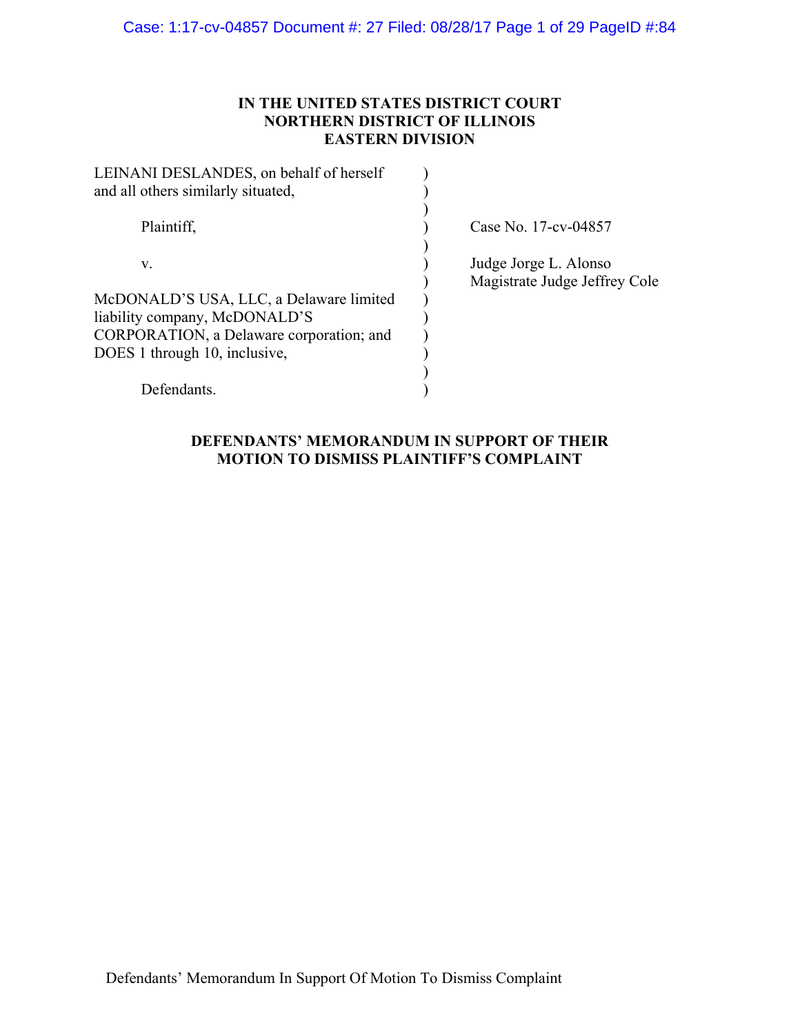**IN THE UNITED STATES DISTRICT COURT**
**NORTHERN DISTRICT OF ILLINOIS**
**EASTERN DIVISION**

| | |
|---|---|
| LEINANI DESLANDES, on behalf of herself and all others similarly situated, | |
| Plaintiff, | Case No. 17-cv-04857 |
| v. | Judge Jorge L. Alonso<br>Magistrate Judge Jeffrey Cole |
| McDONALD'S USA, LLC, a Delaware limited liability company, McDONALD'S CORPORATION, a Delaware corporation; and DOES 1 through 10, inclusive, | |
| Defendants. | |

**DEFENDANTS' MEMORANDUM IN SUPPORT OF THEIR MOTION TO DISMISS PLAINTIFF'S COMPLAINT**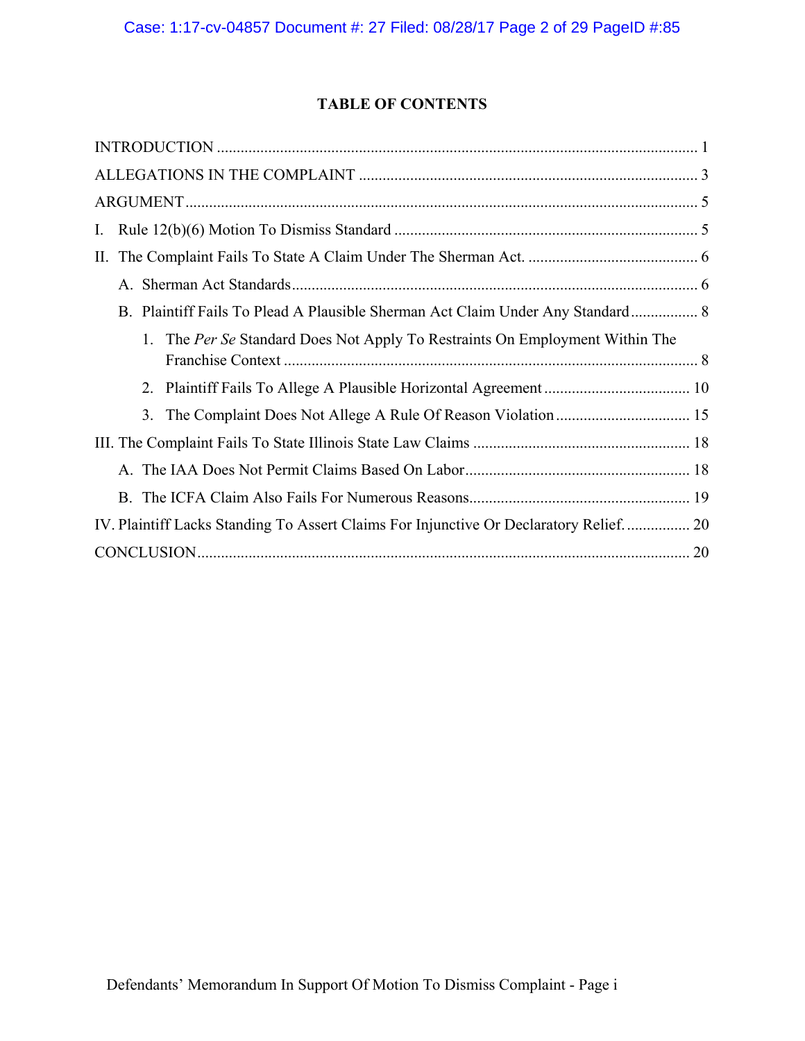## TABLE OF CONTENTS

INTRODUCTION ........................................................................................................................ 1

ALLEGATIONS IN THE COMPLAINT ..................................................................................... 3

ARGUMENT ............................................................................................................................... 5

I. Rule 12(b)(6) Motion To Dismiss Standard ............................................................................ 5

II. The Complaint Fails To State A Claim Under The Sherman Act. ........................................... 6

   A. Sherman Act Standards ...................................................................................................... 6

   B. Plaintiff Fails To Plead A Plausible Sherman Act Claim Under Any Standard ................. 8

      1. The *Per Se* Standard Does Not Apply To Restraints On Employment Within The Franchise Context ......................................................................................................... 8

      2. Plaintiff Fails To Allege A Plausible Horizontal Agreement ..................................... 10

      3. The Complaint Does Not Allege A Rule Of Reason Violation .................................. 15

III. The Complaint Fails To State Illinois State Law Claims ...................................................... 18

   A. The IAA Does Not Permit Claims Based On Labor ........................................................ 18

   B. The ICFA Claim Also Fails For Numerous Reasons ........................................................ 19

IV. Plaintiff Lacks Standing To Assert Claims For Injunctive Or Declaratory Relief. ................ 20

CONCLUSION ........................................................................................................................... 20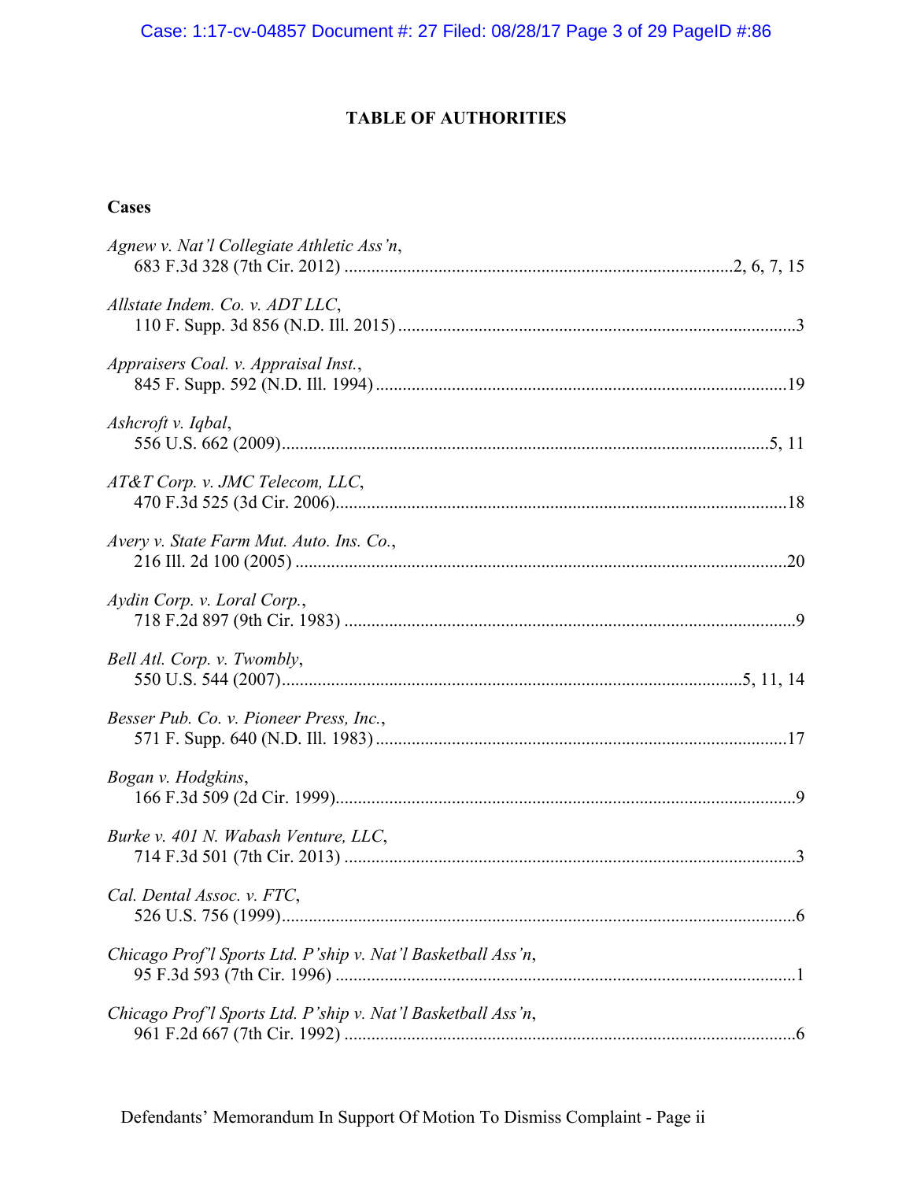# TABLE OF AUTHORITIES

## Cases

*Agnew v. Nat'l Collegiate Athletic Ass'n*,
683 F.3d 328 (7th Cir. 2012) ....................................................................................2, 6, 7, 15

*Allstate Indem. Co. v. ADT LLC*,
110 F. Supp. 3d 856 (N.D. Ill. 2015) ........................................................................................3

*Appraisers Coal. v. Appraisal Inst.*,
845 F. Supp. 592 (N.D. Ill. 1994) ...........................................................................................19

*Ashcroft v. Iqbal*,
556 U.S. 662 (2009).............................................................................................................5, 11

*AT&T Corp. v. JMC Telecom, LLC*,
470 F.3d 525 (3d Cir. 2006).....................................................................................................18

*Avery v. State Farm Mut. Auto. Ins. Co.*,
216 Ill. 2d 100 (2005) .............................................................................................................20

*Aydin Corp. v. Loral Corp.*,
718 F.2d 897 (9th Cir. 1983) .....................................................................................................9

*Bell Atl. Corp. v. Twombly*,
550 U.S. 544 (2007).......................................................................................................5, 11, 14

*Besser Pub. Co. v. Pioneer Press, Inc.*,
571 F. Supp. 640 (N.D. Ill. 1983) ...........................................................................................17

*Bogan v. Hodgkins*,
166 F.3d 509 (2d Cir. 1999).......................................................................................................9

*Burke v. 401 N. Wabash Venture, LLC*,
714 F.3d 501 (7th Cir. 2013) .....................................................................................................3

*Cal. Dental Assoc. v. FTC*,
526 U.S. 756 (1999)...................................................................................................................6

*Chicago Prof'l Sports Ltd. P'ship v. Nat'l Basketball Ass'n*,
95 F.3d 593 (7th Cir. 1996) .......................................................................................................1

*Chicago Prof'l Sports Ltd. P'ship v. Nat'l Basketball Ass'n*,
961 F.2d 667 (7th Cir. 1992) .....................................................................................................6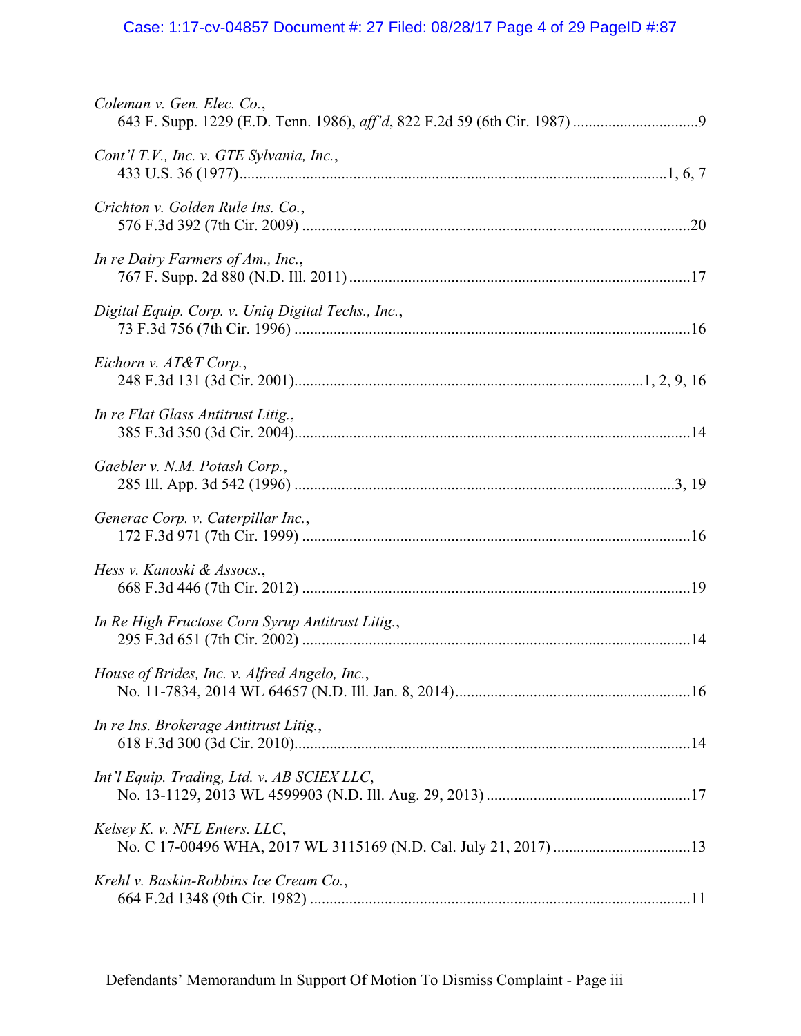*Coleman v. Gen. Elec. Co.*,
643 F. Supp. 1229 (E.D. Tenn. 1986), *aff'd*, 822 F.2d 59 (6th Cir. 1987) ................................9

*Cont'l T.V., Inc. v. GTE Sylvania, Inc.*,
433 U.S. 36 (1977)............................................................................................................1, 6, 7

*Crichton v. Golden Rule Ins. Co.*,
576 F.3d 392 (7th Cir. 2009) ..................................................................................................20

*In re Dairy Farmers of Am., Inc.*,
767 F. Supp. 2d 880 (N.D. Ill. 2011) ......................................................................................17

*Digital Equip. Corp. v. Uniq Digital Techs., Inc.*,
73 F.3d 756 (7th Cir. 1996) ....................................................................................................16

*Eichorn v. AT&T Corp.*,
248 F.3d 131 (3d Cir. 2001)........................................................................................1, 2, 9, 16

*In re Flat Glass Antitrust Litig.*,
385 F.3d 350 (3d Cir. 2004)....................................................................................................14

*Gaebler v. N.M. Potash Corp.*,
285 Ill. App. 3d 542 (1996) ................................................................................................3, 19

*Generac Corp. v. Caterpillar Inc.*,
172 F.3d 971 (7th Cir. 1999) ..................................................................................................16

*Hess v. Kanoski & Assocs.*,
668 F.3d 446 (7th Cir. 2012) ..................................................................................................19

*In Re High Fructose Corn Syrup Antitrust Litig.*,
295 F.3d 651 (7th Cir. 2002) ..................................................................................................14

*House of Brides, Inc. v. Alfred Angelo, Inc.*,
No. 11-7834, 2014 WL 64657 (N.D. Ill. Jan. 8, 2014)............................................................16

*In re Ins. Brokerage Antitrust Litig.*,
618 F.3d 300 (3d Cir. 2010)....................................................................................................14

*Int'l Equip. Trading, Ltd. v. AB SCIEX LLC*,
No. 13-1129, 2013 WL 4599903 (N.D. Ill. Aug. 29, 2013) ....................................................17

*Kelsey K. v. NFL Enters. LLC*,
No. C 17-00496 WHA, 2017 WL 3115169 (N.D. Cal. July 21, 2017) ...................................13

*Krehl v. Baskin-Robbins Ice Cream Co.*,
664 F.2d 1348 (9th Cir. 1982) ................................................................................................11

Defendants' Memorandum In Support Of Motion To Dismiss Complaint - Page iii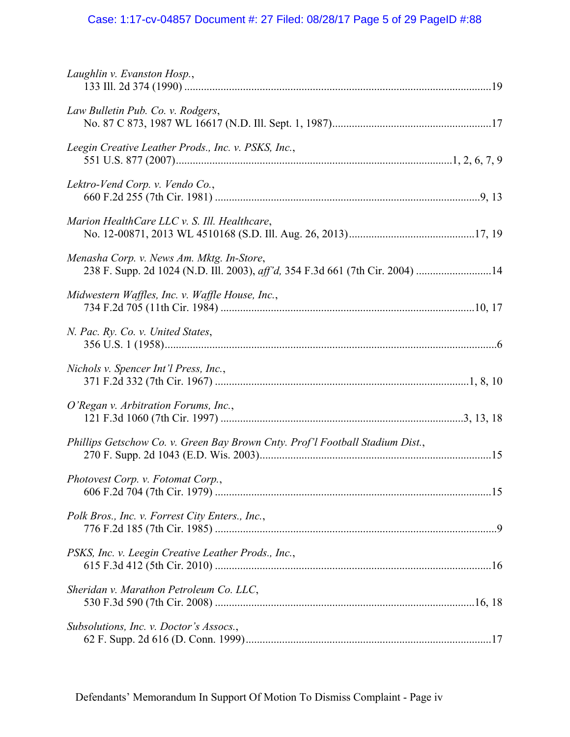*Laughlin v. Evanston Hosp.*,
133 Ill. 2d 374 (1990) ............................................................................................................19

*Law Bulletin Pub. Co. v. Rodgers*,
No. 87 C 873, 1987 WL 16617 (N.D. Ill. Sept. 1, 1987).........................................................17

*Leegin Creative Leather Prods., Inc. v. PSKS, Inc.*,
551 U.S. 877 (2007)..................................................................................................1, 2, 6, 7, 9

*Lektro-Vend Corp. v. Vendo Co.*,
660 F.2d 255 (7th Cir. 1981) ..............................................................................................9, 13

*Marion HealthCare LLC v. S. Ill. Healthcare*,
No. 12-00871, 2013 WL 4510168 (S.D. Ill. Aug. 26, 2013).............................................17, 19

*Menasha Corp. v. News Am. Mktg. In-Store*,
238 F. Supp. 2d 1024 (N.D. Ill. 2003), *aff'd,* 354 F.3d 661 (7th Cir. 2004) ...........................14

*Midwestern Waffles, Inc. v. Waffle House, Inc.*,
734 F.2d 705 (11th Cir. 1984) ..........................................................................................10, 17

*N. Pac. Ry. Co. v. United States*,
356 U.S. 1 (1958)......................................................................................................................6

*Nichols v. Spencer Int'l Press, Inc.*,
371 F.2d 332 (7th Cir. 1967) ..........................................................................................1, 8, 10

*O'Regan v. Arbitration Forums, Inc.*,
121 F.3d 1060 (7th Cir. 1997) ......................................................................................3, 13, 18

*Phillips Getschow Co. v. Green Bay Brown Cnty. Prof'l Football Stadium Dist.*,
270 F. Supp. 2d 1043 (E.D. Wis. 2003)..................................................................................15

*Photovest Corp. v. Fotomat Corp.*,
606 F.2d 704 (7th Cir. 1979) ..................................................................................................15

*Polk Bros., Inc. v. Forrest City Enters., Inc.*,
776 F.2d 185 (7th Cir. 1985) ....................................................................................................9

*PSKS, Inc. v. Leegin Creative Leather Prods., Inc.*,
615 F.3d 412 (5th Cir. 2010) ..................................................................................................16

*Sheridan v. Marathon Petroleum Co. LLC*,
530 F.3d 590 (7th Cir. 2008) .............................................................................................16, 18

*Subsolutions, Inc. v. Doctor's Assocs.*,
62 F. Supp. 2d 616 (D. Conn. 1999).......................................................................................17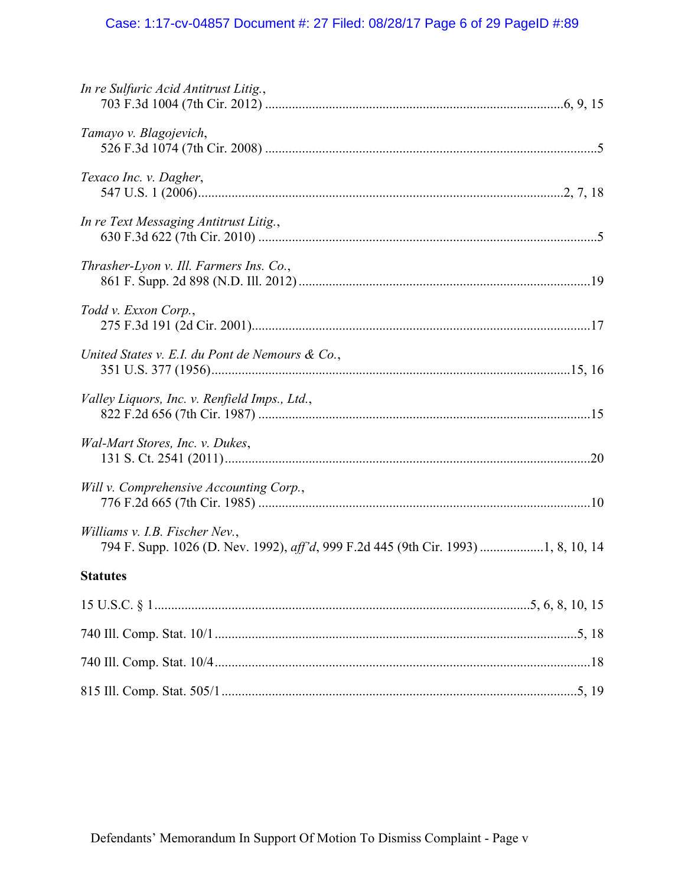*In re Sulfuric Acid Antitrust Litig.*,
703 F.3d 1004 (7th Cir. 2012) ........................................................................................6, 9, 15

*Tamayo v. Blagojevich*,
526 F.3d 1074 (7th Cir. 2008) ..................................................................................................5

*Texaco Inc. v. Dagher*,
547 U.S. 1 (2006)..........................................................................................................2, 7, 18

*In re Text Messaging Antitrust Litig.*,
630 F.3d 622 (7th Cir. 2010) ....................................................................................................5

*Thrasher-Lyon v. Ill. Farmers Ins. Co.*,
861 F. Supp. 2d 898 (N.D. Ill. 2012) .....................................................................................19

*Todd v. Exxon Corp.*,
275 F.3d 191 (2d Cir. 2001)....................................................................................................17

*United States v. E.I. du Pont de Nemours & Co.*,
351 U.S. 377 (1956)........................................................................................................15, 16

*Valley Liquors, Inc. v. Renfield Imps., Ltd.*,
822 F.2d 656 (7th Cir. 1987) ..................................................................................................15

*Wal-Mart Stores, Inc. v. Dukes*,
131 S. Ct. 2541 (2011)............................................................................................................20

*Will v. Comprehensive Accounting Corp.*,
776 F.2d 665 (7th Cir. 1985) ..................................................................................................10

*Williams v. I.B. Fischer Nev.*,
794 F. Supp. 1026 (D. Nev. 1992), *aff'd*, 999 F.2d 445 (9th Cir. 1993) ...................1, 8, 10, 14

**Statutes**

15 U.S.C. § 1..............................................................................................................5, 6, 8, 10, 15

740 Ill. Comp. Stat. 10/1...........................................................................................................5, 18

740 Ill. Comp. Stat. 10/4.............................................................................................................18

815 Ill. Comp. Stat. 505/1.........................................................................................................5, 19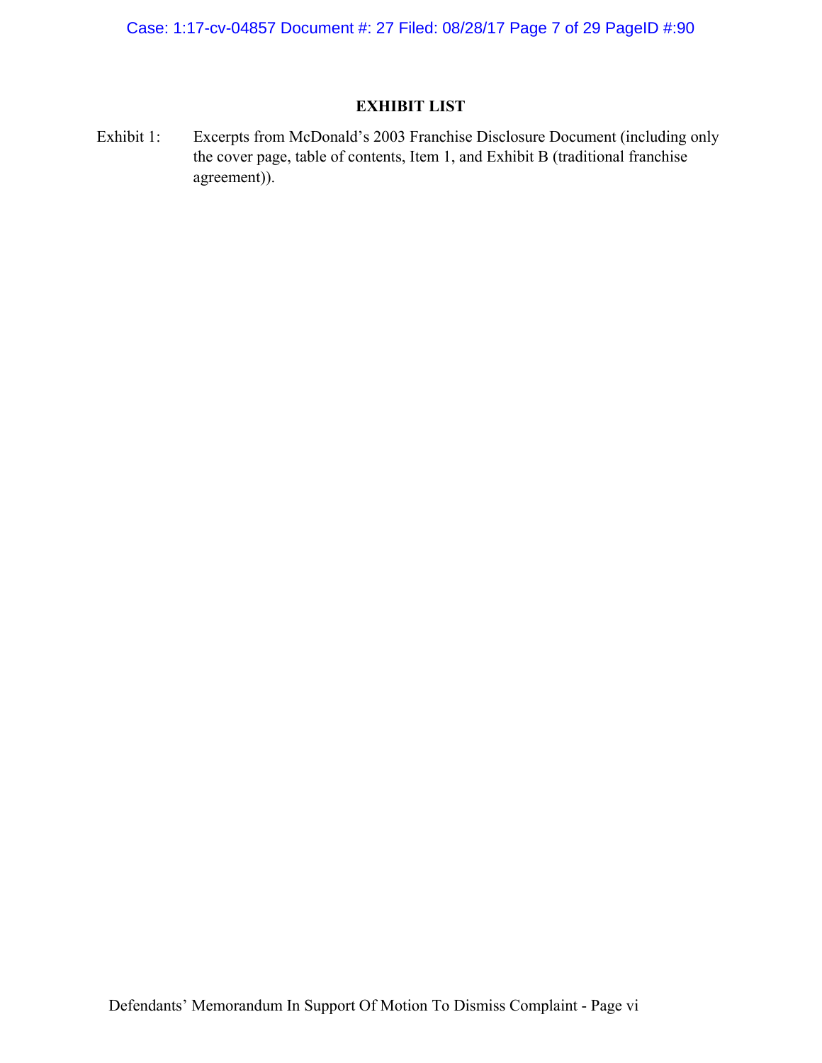## EXHIBIT LIST

Exhibit 1: Excerpts from McDonald's 2003 Franchise Disclosure Document (including only the cover page, table of contents, Item 1, and Exhibit B (traditional franchise agreement)).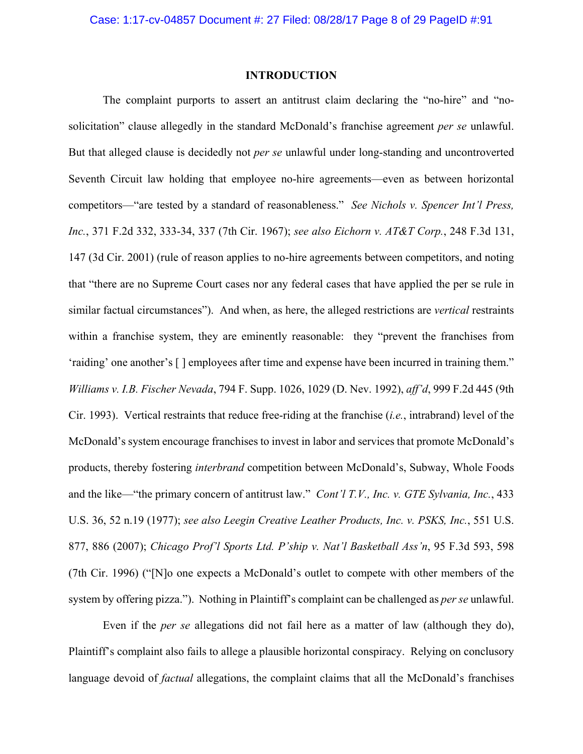## INTRODUCTION

The complaint purports to assert an antitrust claim declaring the "no-hire" and "no-solicitation" clause allegedly in the standard McDonald's franchise agreement *per se* unlawful. But that alleged clause is decidedly not *per se* unlawful under long-standing and uncontroverted Seventh Circuit law holding that employee no-hire agreements—even as between horizontal competitors—"are tested by a standard of reasonableness." *See Nichols v. Spencer Int'l Press, Inc.*, 371 F.2d 332, 333-34, 337 (7th Cir. 1967); *see also Eichorn v. AT&T Corp.*, 248 F.3d 131, 147 (3d Cir. 2001) (rule of reason applies to no-hire agreements between competitors, and noting that "there are no Supreme Court cases nor any federal cases that have applied the per se rule in similar factual circumstances"). And when, as here, the alleged restrictions are *vertical* restraints within a franchise system, they are eminently reasonable: they "prevent the franchises from 'raiding' one another's [ ] employees after time and expense have been incurred in training them." *Williams v. I.B. Fischer Nevada*, 794 F. Supp. 1026, 1029 (D. Nev. 1992), *aff'd*, 999 F.2d 445 (9th Cir. 1993). Vertical restraints that reduce free-riding at the franchise (*i.e.*, intrabrand) level of the McDonald's system encourage franchises to invest in labor and services that promote McDonald's products, thereby fostering *interbrand* competition between McDonald's, Subway, Whole Foods and the like—"the primary concern of antitrust law." *Cont'l T.V., Inc. v. GTE Sylvania, Inc.*, 433 U.S. 36, 52 n.19 (1977); *see also Leegin Creative Leather Products, Inc. v. PSKS, Inc.*, 551 U.S. 877, 886 (2007); *Chicago Prof'l Sports Ltd. P'ship v. Nat'l Basketball Ass'n*, 95 F.3d 593, 598 (7th Cir. 1996) ("[N]o one expects a McDonald's outlet to compete with other members of the system by offering pizza."). Nothing in Plaintiff's complaint can be challenged as *per se* unlawful.

Even if the *per se* allegations did not fail here as a matter of law (although they do), Plaintiff's complaint also fails to allege a plausible horizontal conspiracy. Relying on conclusory language devoid of *factual* allegations, the complaint claims that all the McDonald's franchises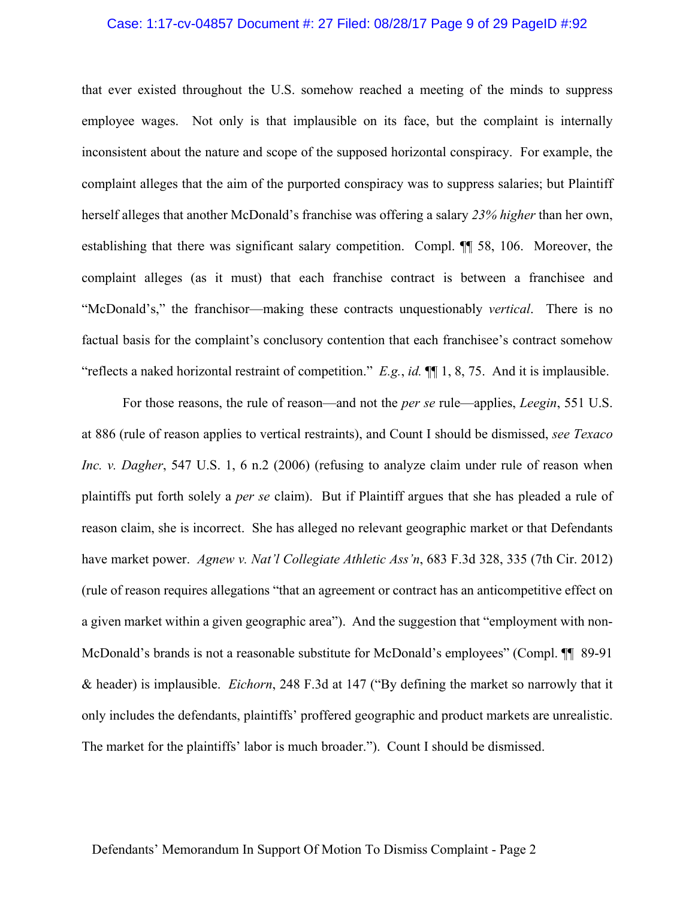that ever existed throughout the U.S. somehow reached a meeting of the minds to suppress employee wages. Not only is that implausible on its face, but the complaint is internally inconsistent about the nature and scope of the supposed horizontal conspiracy. For example, the complaint alleges that the aim of the purported conspiracy was to suppress salaries; but Plaintiff herself alleges that another McDonald's franchise was offering a salary *23% higher* than her own, establishing that there was significant salary competition. Compl. ¶¶ 58, 106. Moreover, the complaint alleges (as it must) that each franchise contract is between a franchisee and "McDonald's," the franchisor—making these contracts unquestionably *vertical*. There is no factual basis for the complaint's conclusory contention that each franchisee's contract somehow "reflects a naked horizontal restraint of competition." *E.g.*, *id.* ¶¶ 1, 8, 75. And it is implausible.

For those reasons, the rule of reason—and not the *per se* rule—applies, *Leegin*, 551 U.S. at 886 (rule of reason applies to vertical restraints), and Count I should be dismissed, *see Texaco Inc. v. Dagher*, 547 U.S. 1, 6 n.2 (2006) (refusing to analyze claim under rule of reason when plaintiffs put forth solely a *per se* claim). But if Plaintiff argues that she has pleaded a rule of reason claim, she is incorrect. She has alleged no relevant geographic market or that Defendants have market power. *Agnew v. Nat'l Collegiate Athletic Ass'n*, 683 F.3d 328, 335 (7th Cir. 2012) (rule of reason requires allegations "that an agreement or contract has an anticompetitive effect on a given market within a given geographic area"). And the suggestion that "employment with non-McDonald's brands is not a reasonable substitute for McDonald's employees" (Compl. ¶¶ 89-91 & header) is implausible. *Eichorn*, 248 F.3d at 147 ("By defining the market so narrowly that it only includes the defendants, plaintiffs' proffered geographic and product markets are unrealistic. The market for the plaintiffs' labor is much broader."). Count I should be dismissed.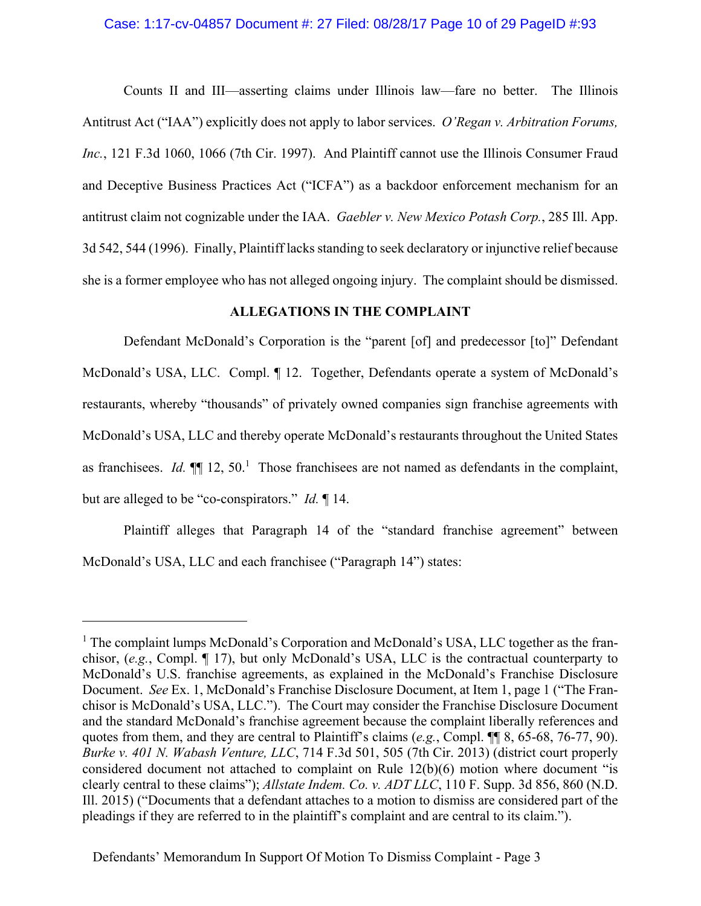Counts II and III—asserting claims under Illinois law—fare no better. The Illinois Antitrust Act ("IAA") explicitly does not apply to labor services. *O'Regan v. Arbitration Forums, Inc.*, 121 F.3d 1060, 1066 (7th Cir. 1997). And Plaintiff cannot use the Illinois Consumer Fraud and Deceptive Business Practices Act ("ICFA") as a backdoor enforcement mechanism for an antitrust claim not cognizable under the IAA. *Gaebler v. New Mexico Potash Corp.*, 285 Ill. App. 3d 542, 544 (1996). Finally, Plaintiff lacks standing to seek declaratory or injunctive relief because she is a former employee who has not alleged ongoing injury. The complaint should be dismissed.

## ALLEGATIONS IN THE COMPLAINT

Defendant McDonald's Corporation is the "parent [of] and predecessor [to]" Defendant McDonald's USA, LLC. Compl. ¶ 12. Together, Defendants operate a system of McDonald's restaurants, whereby "thousands" of privately owned companies sign franchise agreements with McDonald's USA, LLC and thereby operate McDonald's restaurants throughout the United States as franchisees. *Id.* ¶¶ 12, 50.[1] Those franchisees are not named as defendants in the complaint, but are alleged to be "co-conspirators." *Id.* ¶ 14.

Plaintiff alleges that Paragraph 14 of the "standard franchise agreement" between McDonald's USA, LLC and each franchisee ("Paragraph 14") states:

---

[1] The complaint lumps McDonald's Corporation and McDonald's USA, LLC together as the franchisor, (*e.g.*, Compl. ¶ 17), but only McDonald's USA, LLC is the contractual counterparty to McDonald's U.S. franchise agreements, as explained in the McDonald's Franchise Disclosure Document. *See* Ex. 1, McDonald's Franchise Disclosure Document, at Item 1, page 1 ("The Franchisor is McDonald's USA, LLC."). The Court may consider the Franchise Disclosure Document and the standard McDonald's franchise agreement because the complaint liberally references and quotes from them, and they are central to Plaintiff's claims (*e.g.*, Compl. ¶¶ 8, 65-68, 76-77, 90). *Burke v. 401 N. Wabash Venture, LLC*, 714 F.3d 501, 505 (7th Cir. 2013) (district court properly considered document not attached to complaint on Rule 12(b)(6) motion where document "is clearly central to these claims"); *Allstate Indem. Co. v. ADT LLC*, 110 F. Supp. 3d 856, 860 (N.D. Ill. 2015) ("Documents that a defendant attaches to a motion to dismiss are considered part of the pleadings if they are referred to in the plaintiff's complaint and are central to its claim.").

Defendants' Memorandum In Support Of Motion To Dismiss Complaint - Page 3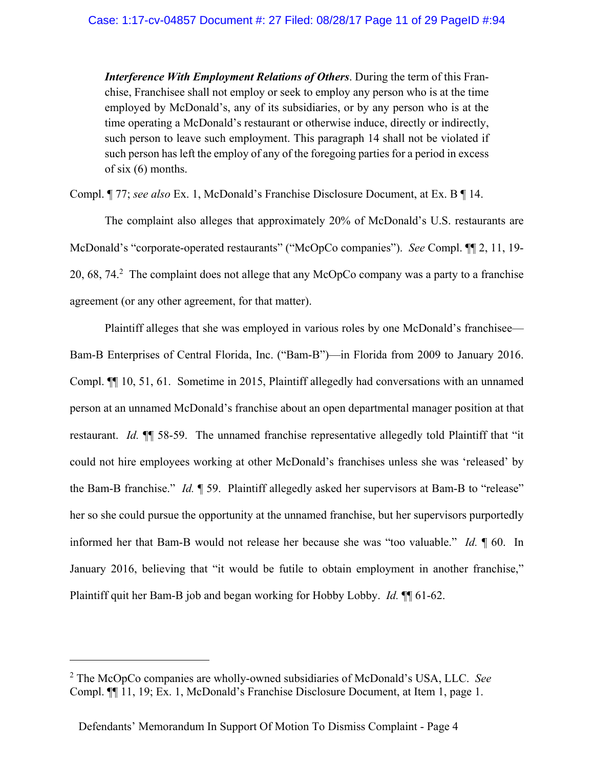> ***Interference With Employment Relations of Others***. During the term of this Franchise, Franchisee shall not employ or seek to employ any person who is at the time employed by McDonald's, any of its subsidiaries, or by any person who is at the time operating a McDonald's restaurant or otherwise induce, directly or indirectly, such person to leave such employment. This paragraph 14 shall not be violated if such person has left the employ of any of the foregoing parties for a period in excess of six (6) months.

Compl. ¶ 77; *see also* Ex. 1, McDonald's Franchise Disclosure Document, at Ex. B ¶ 14.

The complaint also alleges that approximately 20% of McDonald's U.S. restaurants are McDonald's "corporate-operated restaurants" ("McOpCo companies"). *See* Compl. ¶¶ 2, 11, 19-20, 68, 74.[2] The complaint does not allege that any McOpCo company was a party to a franchise agreement (or any other agreement, for that matter).

Plaintiff alleges that she was employed in various roles by one McDonald's franchisee—Bam-B Enterprises of Central Florida, Inc. ("Bam-B")—in Florida from 2009 to January 2016. Compl. ¶¶ 10, 51, 61. Sometime in 2015, Plaintiff allegedly had conversations with an unnamed person at an unnamed McDonald's franchise about an open departmental manager position at that restaurant. *Id.* ¶¶ 58-59. The unnamed franchise representative allegedly told Plaintiff that "it could not hire employees working at other McDonald's franchises unless she was 'released' by the Bam-B franchise." *Id.* ¶ 59. Plaintiff allegedly asked her supervisors at Bam-B to "release" her so she could pursue the opportunity at the unnamed franchise, but her supervisors purportedly informed her that Bam-B would not release her because she was "too valuable." *Id.* ¶ 60. In January 2016, believing that "it would be futile to obtain employment in another franchise," Plaintiff quit her Bam-B job and began working for Hobby Lobby. *Id.* ¶¶ 61-62.

---

[2] The McOpCo companies are wholly-owned subsidiaries of McDonald's USA, LLC. *See* Compl. ¶¶ 11, 19; Ex. 1, McDonald's Franchise Disclosure Document, at Item 1, page 1.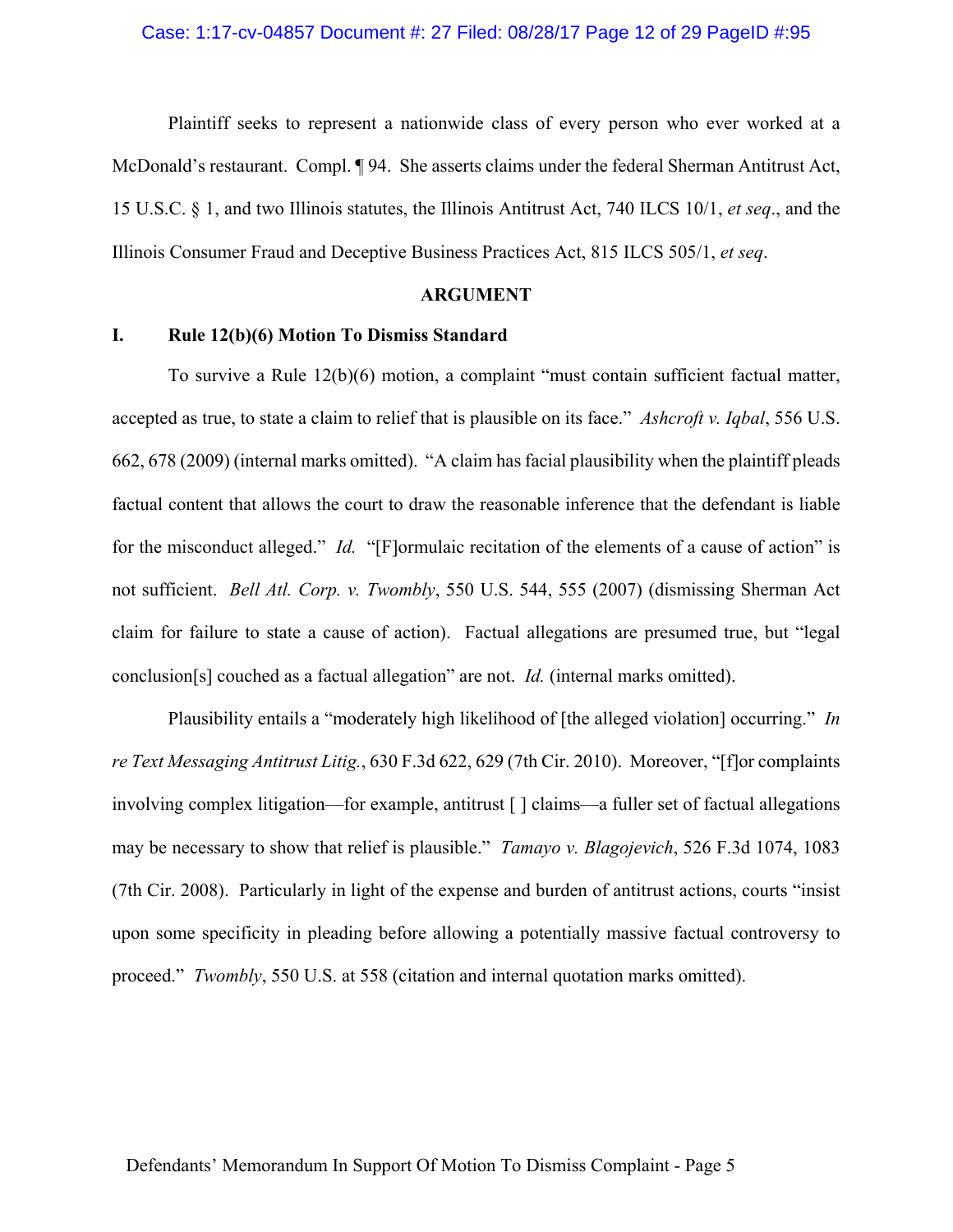Plaintiff seeks to represent a nationwide class of every person who ever worked at a McDonald's restaurant. Compl. ¶ 94. She asserts claims under the federal Sherman Antitrust Act, 15 U.S.C. § 1, and two Illinois statutes, the Illinois Antitrust Act, 740 ILCS 10/1, *et seq*., and the Illinois Consumer Fraud and Deceptive Business Practices Act, 815 ILCS 505/1, *et seq*.

## ARGUMENT

### I. Rule 12(b)(6) Motion To Dismiss Standard

To survive a Rule 12(b)(6) motion, a complaint "must contain sufficient factual matter, accepted as true, to state a claim to relief that is plausible on its face." *Ashcroft v. Iqbal*, 556 U.S. 662, 678 (2009) (internal marks omitted). "A claim has facial plausibility when the plaintiff pleads factual content that allows the court to draw the reasonable inference that the defendant is liable for the misconduct alleged." *Id.* "[F]ormulaic recitation of the elements of a cause of action" is not sufficient. *Bell Atl. Corp. v. Twombly*, 550 U.S. 544, 555 (2007) (dismissing Sherman Act claim for failure to state a cause of action). Factual allegations are presumed true, but "legal conclusion[s] couched as a factual allegation" are not. *Id.* (internal marks omitted).

Plausibility entails a "moderately high likelihood of [the alleged violation] occurring." *In re Text Messaging Antitrust Litig.*, 630 F.3d 622, 629 (7th Cir. 2010). Moreover, "[f]or complaints involving complex litigation—for example, antitrust [ ] claims—a fuller set of factual allegations may be necessary to show that relief is plausible." *Tamayo v. Blagojevich*, 526 F.3d 1074, 1083 (7th Cir. 2008). Particularly in light of the expense and burden of antitrust actions, courts "insist upon some specificity in pleading before allowing a potentially massive factual controversy to proceed." *Twombly*, 550 U.S. at 558 (citation and internal quotation marks omitted).

Defendants' Memorandum In Support Of Motion To Dismiss Complaint - Page 5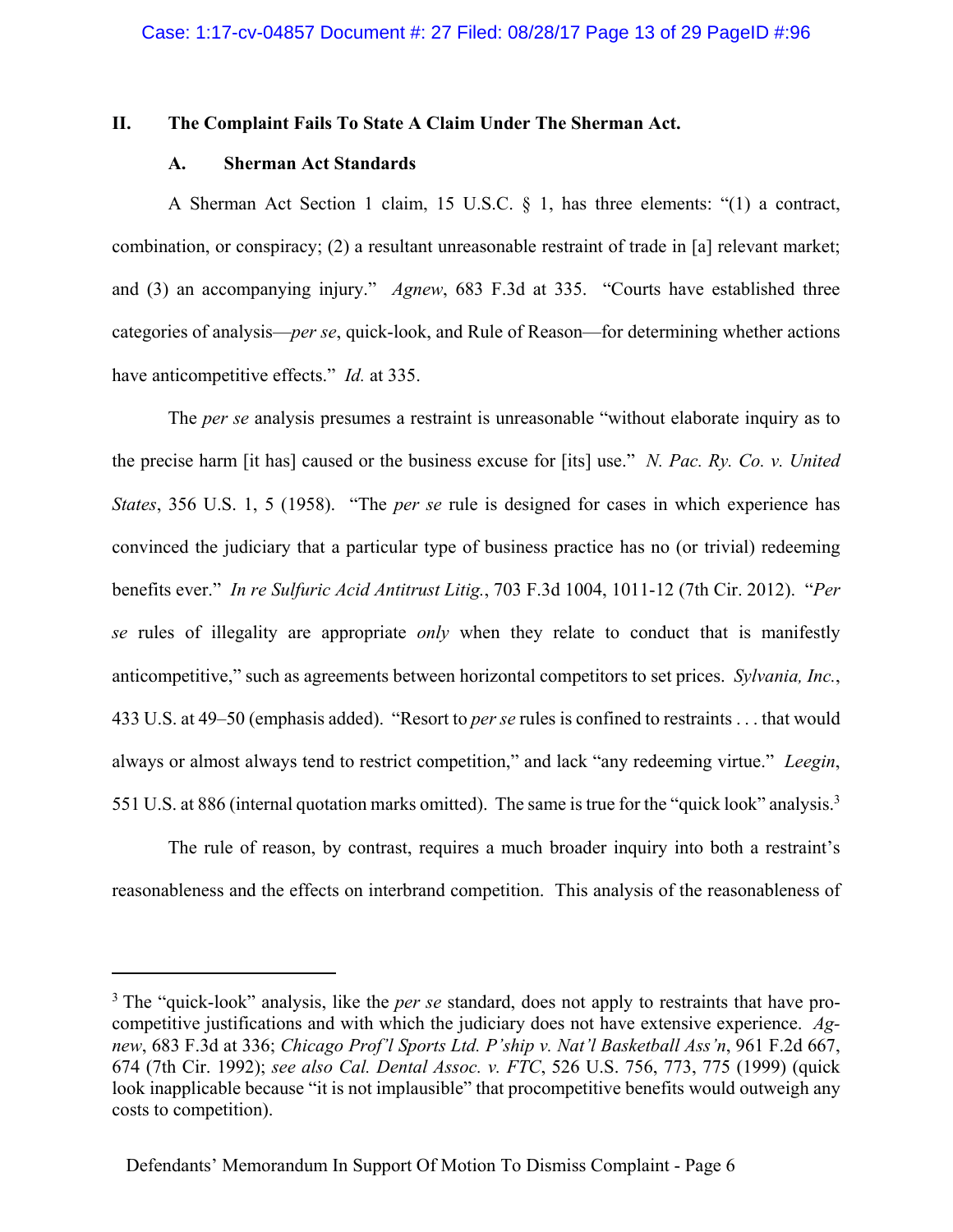## II. The Complaint Fails To State A Claim Under The Sherman Act.

### A. Sherman Act Standards

A Sherman Act Section 1 claim, 15 U.S.C. § 1, has three elements: "(1) a contract, combination, or conspiracy; (2) a resultant unreasonable restraint of trade in [a] relevant market; and (3) an accompanying injury." *Agnew*, 683 F.3d at 335. "Courts have established three categories of analysis—*per se*, quick-look, and Rule of Reason—for determining whether actions have anticompetitive effects." *Id.* at 335.

The *per se* analysis presumes a restraint is unreasonable "without elaborate inquiry as to the precise harm [it has] caused or the business excuse for [its] use." *N. Pac. Ry. Co. v. United States*, 356 U.S. 1, 5 (1958). "The *per se* rule is designed for cases in which experience has convinced the judiciary that a particular type of business practice has no (or trivial) redeeming benefits ever." *In re Sulfuric Acid Antitrust Litig.*, 703 F.3d 1004, 1011-12 (7th Cir. 2012). "*Per se* rules of illegality are appropriate *only* when they relate to conduct that is manifestly anticompetitive," such as agreements between horizontal competitors to set prices. *Sylvania, Inc.*, 433 U.S. at 49–50 (emphasis added). "Resort to *per se* rules is confined to restraints . . . that would always or almost always tend to restrict competition," and lack "any redeeming virtue." *Leegin*, 551 U.S. at 886 (internal quotation marks omitted). The same is true for the "quick look" analysis.[3]

The rule of reason, by contrast, requires a much broader inquiry into both a restraint's reasonableness and the effects on interbrand competition. This analysis of the reasonableness of

---

[3] The "quick-look" analysis, like the *per se* standard, does not apply to restraints that have pro-competitive justifications and with which the judiciary does not have extensive experience. *Agnew*, 683 F.3d at 336; *Chicago Prof'l Sports Ltd. P'ship v. Nat'l Basketball Ass'n*, 961 F.2d 667, 674 (7th Cir. 1992); *see also Cal. Dental Assoc. v. FTC*, 526 U.S. 756, 773, 775 (1999) (quick look inapplicable because "it is not implausible" that procompetitive benefits would outweigh any costs to competition).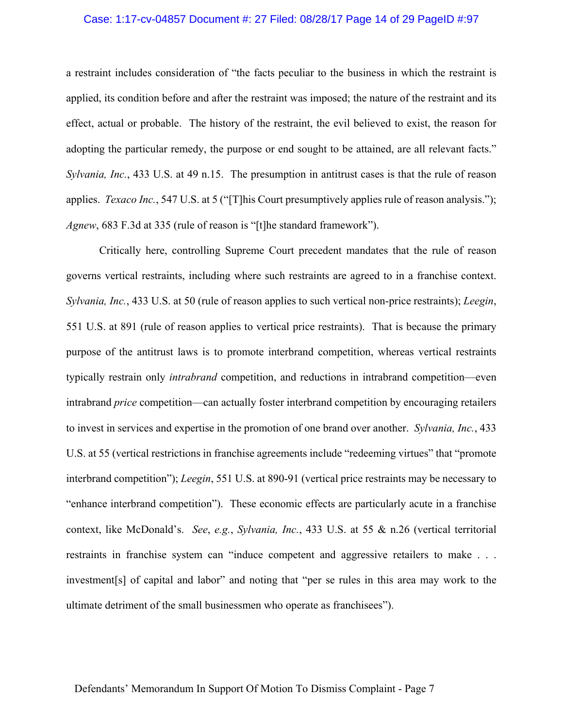a restraint includes consideration of "the facts peculiar to the business in which the restraint is applied, its condition before and after the restraint was imposed; the nature of the restraint and its effect, actual or probable. The history of the restraint, the evil believed to exist, the reason for adopting the particular remedy, the purpose or end sought to be attained, are all relevant facts." *Sylvania, Inc.*, 433 U.S. at 49 n.15. The presumption in antitrust cases is that the rule of reason applies. *Texaco Inc.*, 547 U.S. at 5 ("[T]his Court presumptively applies rule of reason analysis."); *Agnew*, 683 F.3d at 335 (rule of reason is "[t]he standard framework").

Critically here, controlling Supreme Court precedent mandates that the rule of reason governs vertical restraints, including where such restraints are agreed to in a franchise context. *Sylvania, Inc.*, 433 U.S. at 50 (rule of reason applies to such vertical non-price restraints); *Leegin*, 551 U.S. at 891 (rule of reason applies to vertical price restraints). That is because the primary purpose of the antitrust laws is to promote interbrand competition, whereas vertical restraints typically restrain only *intrabrand* competition, and reductions in intrabrand competition—even intrabrand *price* competition—can actually foster interbrand competition by encouraging retailers to invest in services and expertise in the promotion of one brand over another. *Sylvania, Inc.*, 433 U.S. at 55 (vertical restrictions in franchise agreements include "redeeming virtues" that "promote interbrand competition"); *Leegin*, 551 U.S. at 890-91 (vertical price restraints may be necessary to "enhance interbrand competition"). These economic effects are particularly acute in a franchise context, like McDonald's. *See*, *e.g.*, *Sylvania, Inc.*, 433 U.S. at 55 & n.26 (vertical territorial restraints in franchise system can "induce competent and aggressive retailers to make . . . investment[s] of capital and labor" and noting that "per se rules in this area may work to the ultimate detriment of the small businessmen who operate as franchisees").

Defendants' Memorandum In Support Of Motion To Dismiss Complaint - Page 7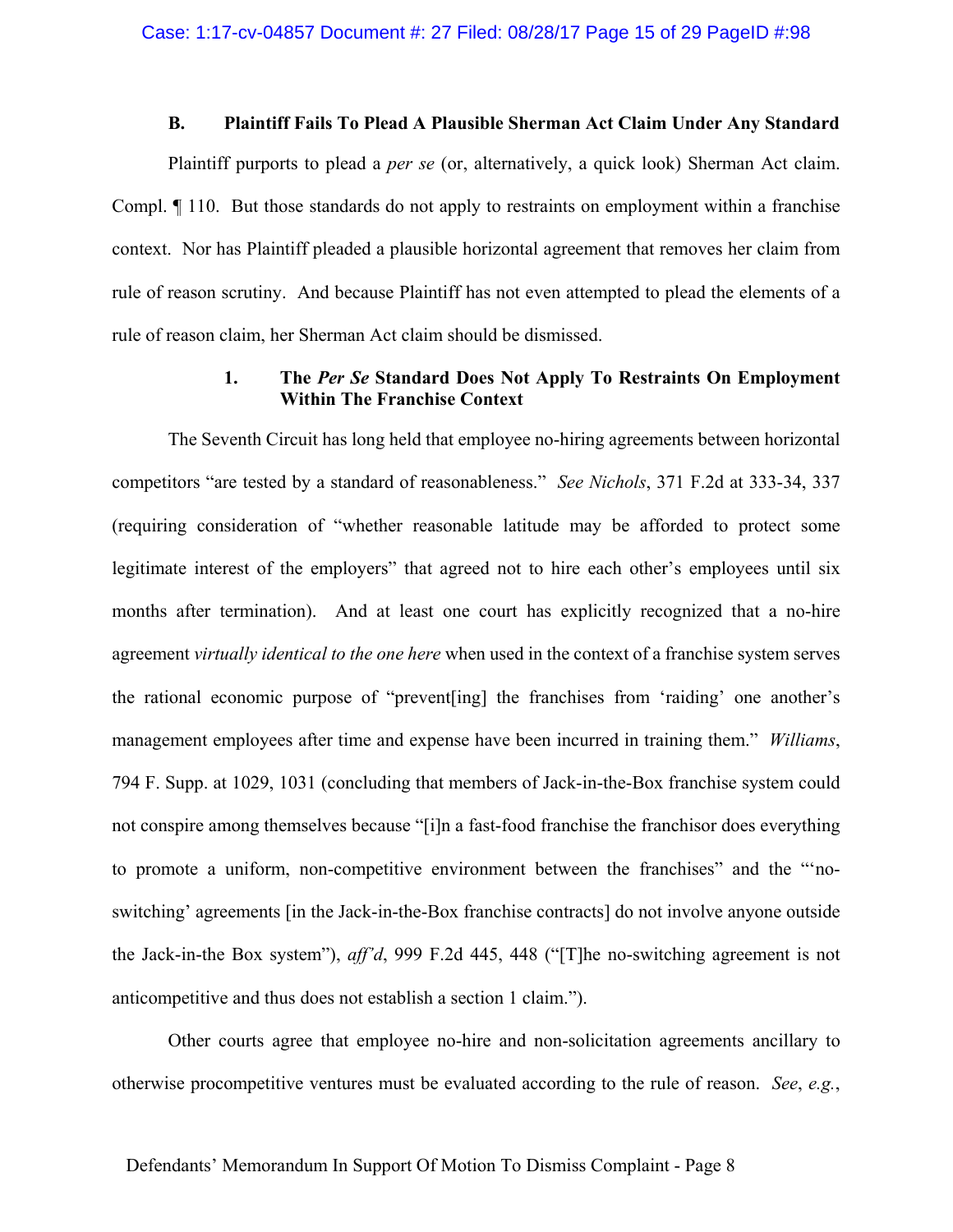### B. Plaintiff Fails To Plead A Plausible Sherman Act Claim Under Any Standard

Plaintiff purports to plead a *per se* (or, alternatively, a quick look) Sherman Act claim. Compl. ¶ 110. But those standards do not apply to restraints on employment within a franchise context. Nor has Plaintiff pleaded a plausible horizontal agreement that removes her claim from rule of reason scrutiny. And because Plaintiff has not even attempted to plead the elements of a rule of reason claim, her Sherman Act claim should be dismissed.

#### 1. The *Per Se* Standard Does Not Apply To Restraints On Employment Within The Franchise Context

The Seventh Circuit has long held that employee no-hiring agreements between horizontal competitors "are tested by a standard of reasonableness." *See Nichols*, 371 F.2d at 333-34, 337 (requiring consideration of "whether reasonable latitude may be afforded to protect some legitimate interest of the employers" that agreed not to hire each other's employees until six months after termination). And at least one court has explicitly recognized that a no-hire agreement *virtually identical to the one here* when used in the context of a franchise system serves the rational economic purpose of "prevent[ing] the franchises from 'raiding' one another's management employees after time and expense have been incurred in training them." *Williams*, 794 F. Supp. at 1029, 1031 (concluding that members of Jack-in-the-Box franchise system could not conspire among themselves because "[i]n a fast-food franchise the franchisor does everything to promote a uniform, non-competitive environment between the franchises" and the "'no-switching' agreements [in the Jack-in-the-Box franchise contracts] do not involve anyone outside the Jack-in-the Box system"), *aff'd*, 999 F.2d 445, 448 ("[T]he no-switching agreement is not anticompetitive and thus does not establish a section 1 claim.").

Other courts agree that employee no-hire and non-solicitation agreements ancillary to otherwise procompetitive ventures must be evaluated according to the rule of reason. *See*, *e.g.*,

Defendants' Memorandum In Support Of Motion To Dismiss Complaint - Page 8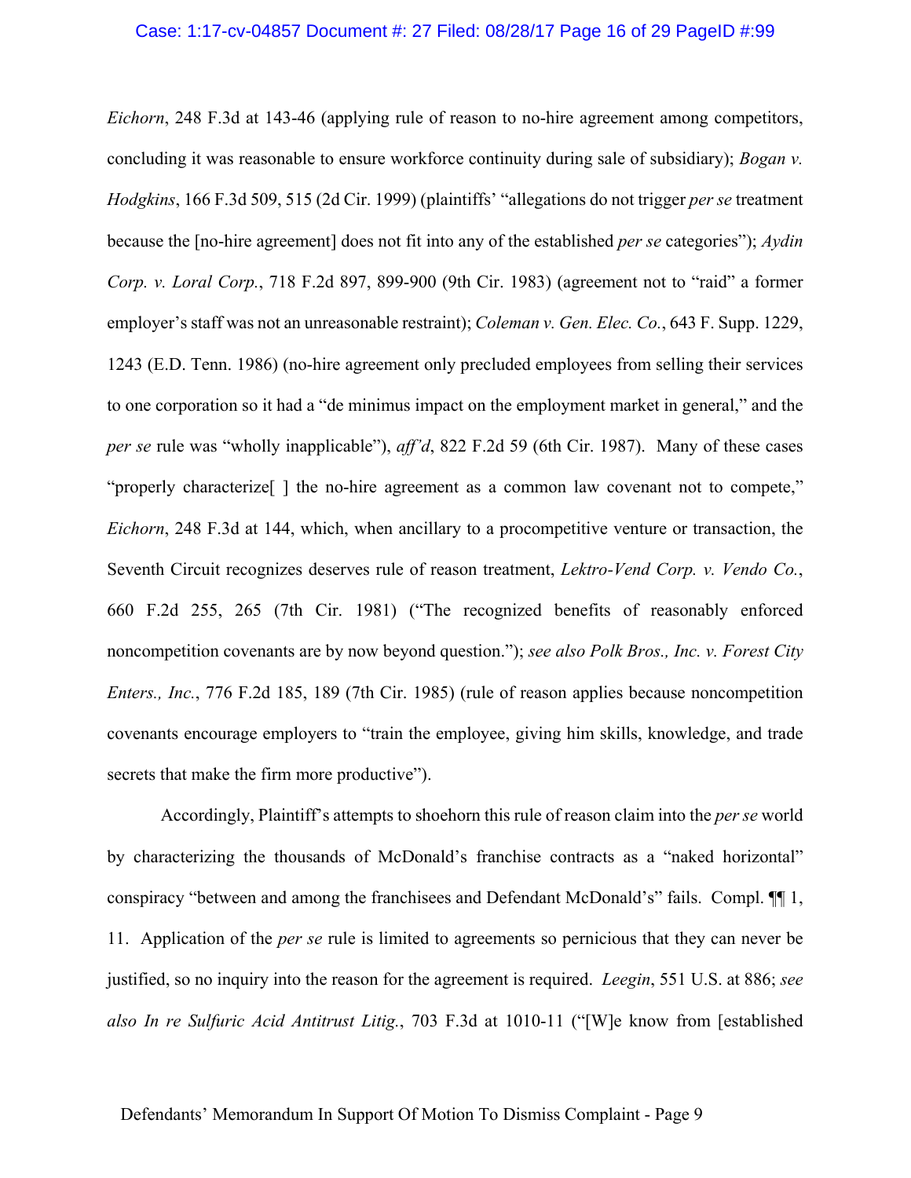*Eichorn*, 248 F.3d at 143-46 (applying rule of reason to no-hire agreement among competitors, concluding it was reasonable to ensure workforce continuity during sale of subsidiary); *Bogan v. Hodgkins*, 166 F.3d 509, 515 (2d Cir. 1999) (plaintiffs' "allegations do not trigger *per se* treatment because the [no-hire agreement] does not fit into any of the established *per se* categories"); *Aydin Corp. v. Loral Corp.*, 718 F.2d 897, 899-900 (9th Cir. 1983) (agreement not to "raid" a former employer's staff was not an unreasonable restraint); *Coleman v. Gen. Elec. Co.*, 643 F. Supp. 1229, 1243 (E.D. Tenn. 1986) (no-hire agreement only precluded employees from selling their services to one corporation so it had a "de minimus impact on the employment market in general," and the *per se* rule was "wholly inapplicable"), *aff'd*, 822 F.2d 59 (6th Cir. 1987). Many of these cases "properly characterize[ ] the no-hire agreement as a common law covenant not to compete," *Eichorn*, 248 F.3d at 144, which, when ancillary to a procompetitive venture or transaction, the Seventh Circuit recognizes deserves rule of reason treatment, *Lektro-Vend Corp. v. Vendo Co.*, 660 F.2d 255, 265 (7th Cir. 1981) ("The recognized benefits of reasonably enforced noncompetition covenants are by now beyond question."); *see also Polk Bros., Inc. v. Forest City Enters., Inc.*, 776 F.2d 185, 189 (7th Cir. 1985) (rule of reason applies because noncompetition covenants encourage employers to "train the employee, giving him skills, knowledge, and trade secrets that make the firm more productive").

Accordingly, Plaintiff's attempts to shoehorn this rule of reason claim into the *per se* world by characterizing the thousands of McDonald's franchise contracts as a "naked horizontal" conspiracy "between and among the franchisees and Defendant McDonald's" fails. Compl. ¶¶ 1, 11. Application of the *per se* rule is limited to agreements so pernicious that they can never be justified, so no inquiry into the reason for the agreement is required. *Leegin*, 551 U.S. at 886; *see also In re Sulfuric Acid Antitrust Litig.*, 703 F.3d at 1010-11 ("[W]e know from [established

Defendants' Memorandum In Support Of Motion To Dismiss Complaint - Page 9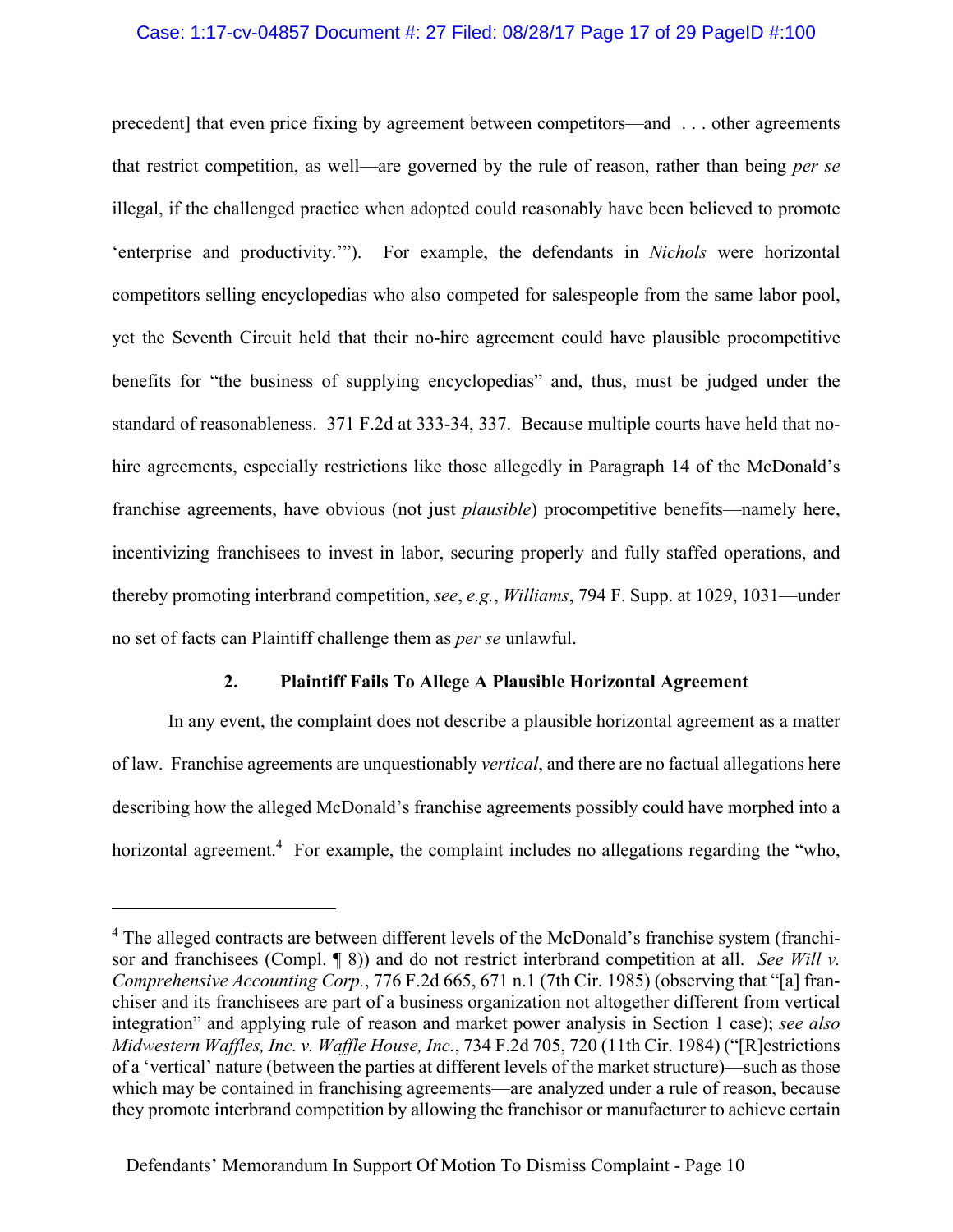precedent] that even price fixing by agreement between competitors—and . . . other agreements that restrict competition, as well—are governed by the rule of reason, rather than being *per se* illegal, if the challenged practice when adopted could reasonably have been believed to promote 'enterprise and productivity.'"). For example, the defendants in *Nichols* were horizontal competitors selling encyclopedias who also competed for salespeople from the same labor pool, yet the Seventh Circuit held that their no-hire agreement could have plausible procompetitive benefits for "the business of supplying encyclopedias" and, thus, must be judged under the standard of reasonableness. 371 F.2d at 333-34, 337. Because multiple courts have held that no-hire agreements, especially restrictions like those allegedly in Paragraph 14 of the McDonald's franchise agreements, have obvious (not just *plausible*) procompetitive benefits—namely here, incentivizing franchisees to invest in labor, securing properly and fully staffed operations, and thereby promoting interbrand competition, *see*, *e.g.*, *Williams*, 794 F. Supp. at 1029, 1031—under no set of facts can Plaintiff challenge them as *per se* unlawful.

### 2. Plaintiff Fails To Allege A Plausible Horizontal Agreement

In any event, the complaint does not describe a plausible horizontal agreement as a matter of law. Franchise agreements are unquestionably *vertical*, and there are no factual allegations here describing how the alleged McDonald's franchise agreements possibly could have morphed into a horizontal agreement.[4] For example, the complaint includes no allegations regarding the "who,

[4] The alleged contracts are between different levels of the McDonald's franchise system (franchisor and franchisees (Compl. ¶ 8)) and do not restrict interbrand competition at all. *See Will v. Comprehensive Accounting Corp.*, 776 F.2d 665, 671 n.1 (7th Cir. 1985) (observing that "[a] franchiser and its franchisees are part of a business organization not altogether different from vertical integration" and applying rule of reason and market power analysis in Section 1 case); *see also Midwestern Waffles, Inc. v. Waffle House, Inc.*, 734 F.2d 705, 720 (11th Cir. 1984) ("[R]estrictions of a 'vertical' nature (between the parties at different levels of the market structure)—such as those which may be contained in franchising agreements—are analyzed under a rule of reason, because they promote interbrand competition by allowing the franchisor or manufacturer to achieve certain

Defendants' Memorandum In Support Of Motion To Dismiss Complaint - Page 10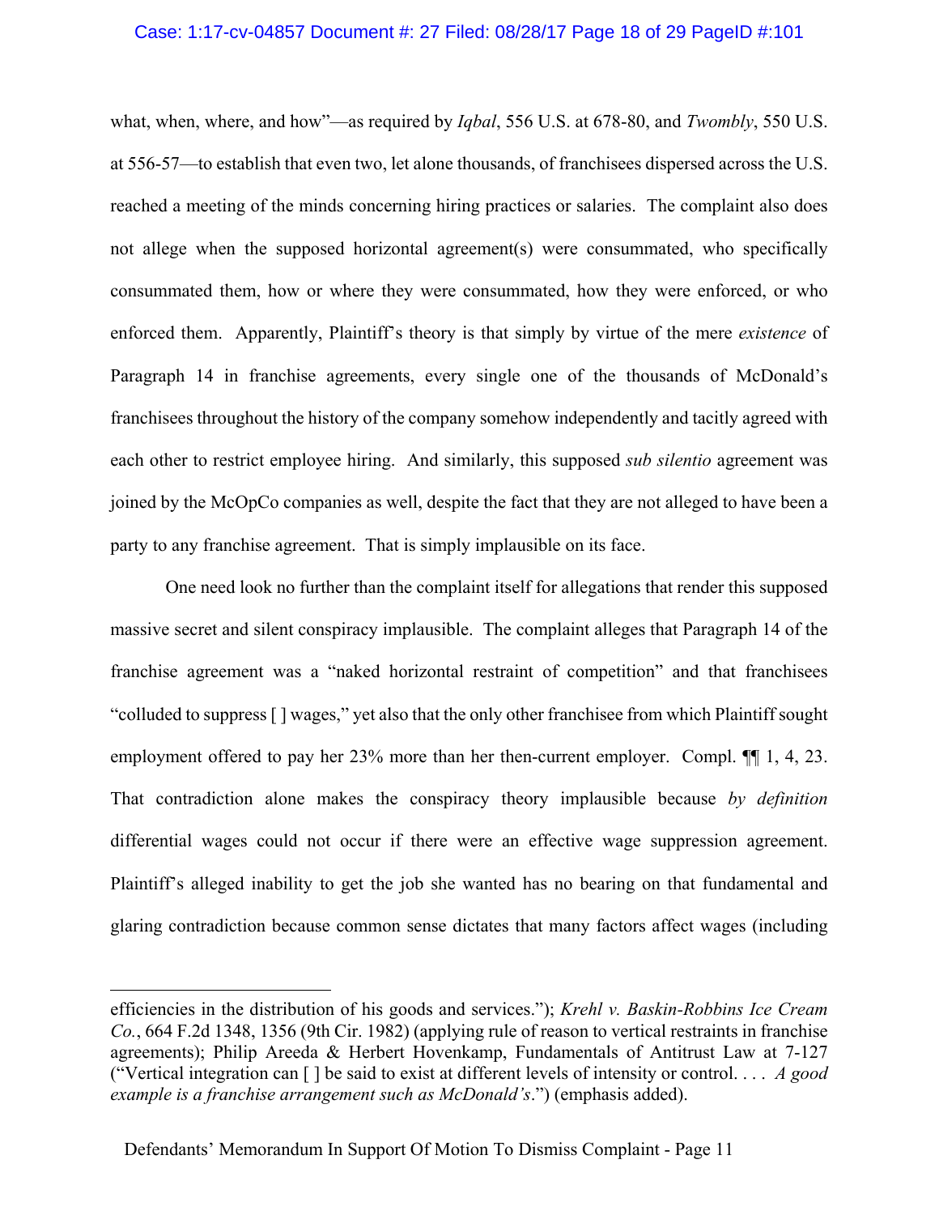what, when, where, and how"—as required by *Iqbal*, 556 U.S. at 678-80, and *Twombly*, 550 U.S. at 556-57—to establish that even two, let alone thousands, of franchisees dispersed across the U.S. reached a meeting of the minds concerning hiring practices or salaries. The complaint also does not allege when the supposed horizontal agreement(s) were consummated, who specifically consummated them, how or where they were consummated, how they were enforced, or who enforced them. Apparently, Plaintiff's theory is that simply by virtue of the mere *existence* of Paragraph 14 in franchise agreements, every single one of the thousands of McDonald's franchisees throughout the history of the company somehow independently and tacitly agreed with each other to restrict employee hiring. And similarly, this supposed *sub silentio* agreement was joined by the McOpCo companies as well, despite the fact that they are not alleged to have been a party to any franchise agreement. That is simply implausible on its face.

One need look no further than the complaint itself for allegations that render this supposed massive secret and silent conspiracy implausible. The complaint alleges that Paragraph 14 of the franchise agreement was a "naked horizontal restraint of competition" and that franchisees "colluded to suppress [ ] wages," yet also that the only other franchisee from which Plaintiff sought employment offered to pay her 23% more than her then-current employer. Compl. ¶¶ 1, 4, 23. That contradiction alone makes the conspiracy theory implausible because *by definition* differential wages could not occur if there were an effective wage suppression agreement. Plaintiff's alleged inability to get the job she wanted has no bearing on that fundamental and glaring contradiction because common sense dictates that many factors affect wages (including

---

efficiencies in the distribution of his goods and services."); *Krehl v. Baskin-Robbins Ice Cream Co.*, 664 F.2d 1348, 1356 (9th Cir. 1982) (applying rule of reason to vertical restraints in franchise agreements); Philip Areeda & Herbert Hovenkamp, Fundamentals of Antitrust Law at 7-127 ("Vertical integration can [ ] be said to exist at different levels of intensity or control. . . . *A good example is a franchise arrangement such as McDonald's*.") (emphasis added).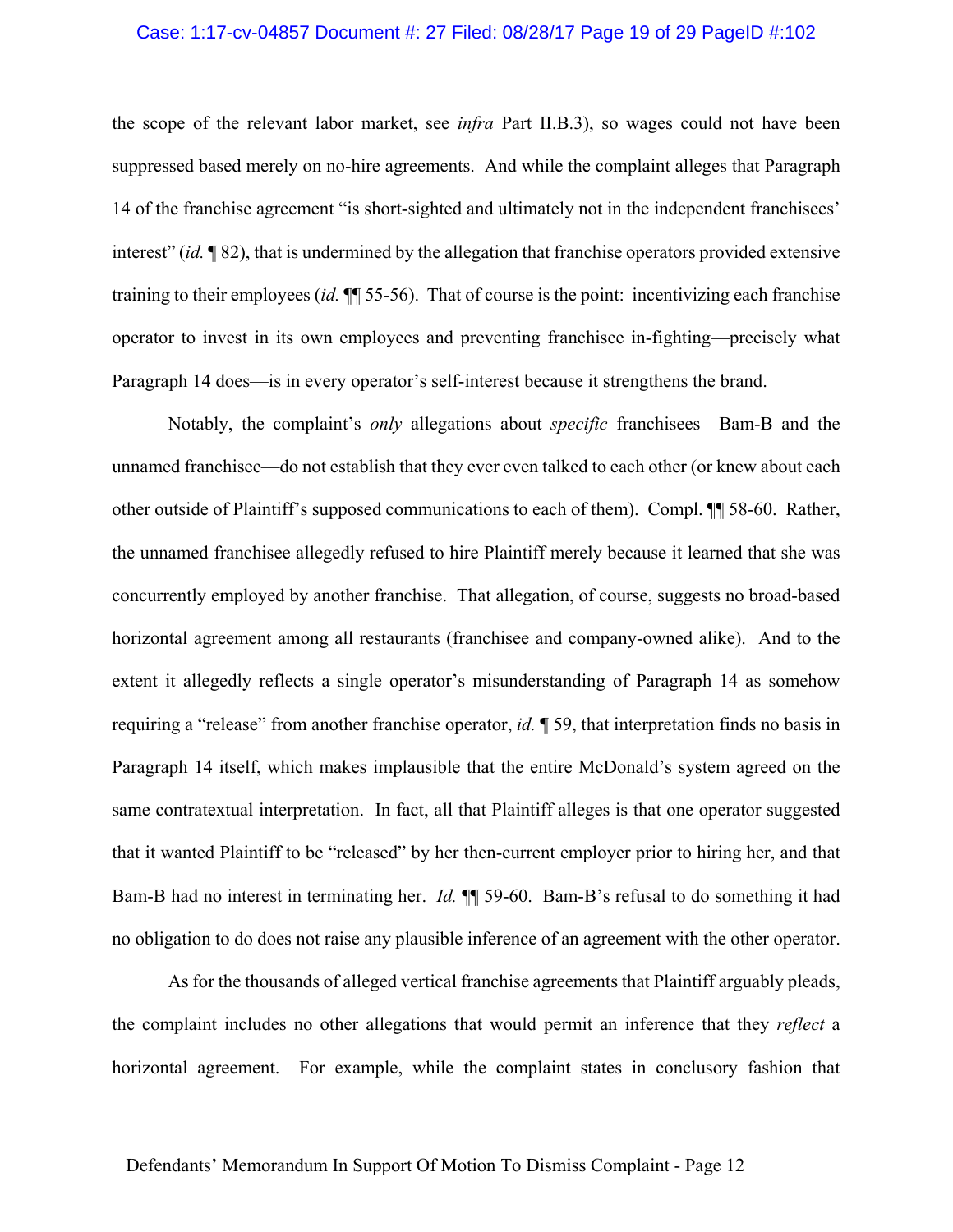the scope of the relevant labor market, see *infra* Part II.B.3), so wages could not have been suppressed based merely on no-hire agreements. And while the complaint alleges that Paragraph 14 of the franchise agreement "is short-sighted and ultimately not in the independent franchisees' interest" (*id.* ¶ 82), that is undermined by the allegation that franchise operators provided extensive training to their employees (*id.* ¶¶ 55-56). That of course is the point: incentivizing each franchise operator to invest in its own employees and preventing franchisee in-fighting—precisely what Paragraph 14 does—is in every operator's self-interest because it strengthens the brand.

Notably, the complaint's *only* allegations about *specific* franchisees—Bam-B and the unnamed franchisee—do not establish that they ever even talked to each other (or knew about each other outside of Plaintiff's supposed communications to each of them). Compl. ¶¶ 58-60. Rather, the unnamed franchisee allegedly refused to hire Plaintiff merely because it learned that she was concurrently employed by another franchise. That allegation, of course, suggests no broad-based horizontal agreement among all restaurants (franchisee and company-owned alike). And to the extent it allegedly reflects a single operator's misunderstanding of Paragraph 14 as somehow requiring a "release" from another franchise operator, *id.* ¶ 59, that interpretation finds no basis in Paragraph 14 itself, which makes implausible that the entire McDonald's system agreed on the same contratextual interpretation. In fact, all that Plaintiff alleges is that one operator suggested that it wanted Plaintiff to be "released" by her then-current employer prior to hiring her, and that Bam-B had no interest in terminating her. *Id.* ¶¶ 59-60. Bam-B's refusal to do something it had no obligation to do does not raise any plausible inference of an agreement with the other operator.

As for the thousands of alleged vertical franchise agreements that Plaintiff arguably pleads, the complaint includes no other allegations that would permit an inference that they *reflect* a horizontal agreement. For example, while the complaint states in conclusory fashion that

Defendants' Memorandum In Support Of Motion To Dismiss Complaint - Page 12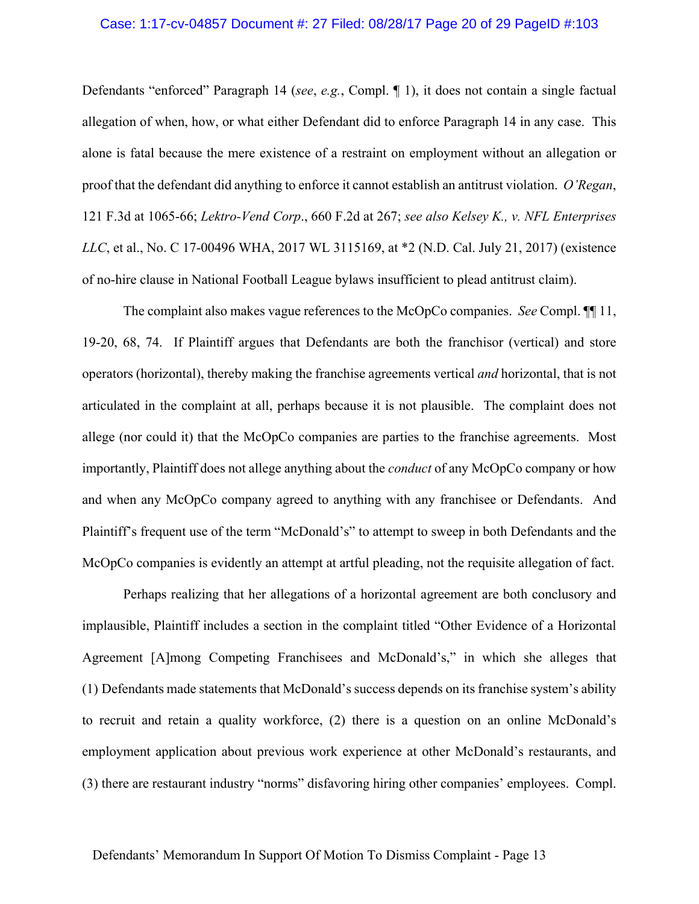Defendants "enforced" Paragraph 14 (*see*, *e.g.*, Compl. ¶ 1), it does not contain a single factual allegation of when, how, or what either Defendant did to enforce Paragraph 14 in any case. This alone is fatal because the mere existence of a restraint on employment without an allegation or proof that the defendant did anything to enforce it cannot establish an antitrust violation. *O'Regan*, 121 F.3d at 1065-66; *Lektro-Vend Corp*., 660 F.2d at 267; *see also Kelsey K., v. NFL Enterprises LLC*, et al., No. C 17-00496 WHA, 2017 WL 3115169, at *2 (N.D. Cal. July 21, 2017) (existence of no-hire clause in National Football League bylaws insufficient to plead antitrust claim).

The complaint also makes vague references to the McOpCo companies. *See* Compl. ¶¶ 11, 19-20, 68, 74. If Plaintiff argues that Defendants are both the franchisor (vertical) and store operators (horizontal), thereby making the franchise agreements vertical *and* horizontal, that is not articulated in the complaint at all, perhaps because it is not plausible. The complaint does not allege (nor could it) that the McOpCo companies are parties to the franchise agreements. Most importantly, Plaintiff does not allege anything about the *conduct* of any McOpCo company or how and when any McOpCo company agreed to anything with any franchisee or Defendants. And Plaintiff's frequent use of the term "McDonald's" to attempt to sweep in both Defendants and the McOpCo companies is evidently an attempt at artful pleading, not the requisite allegation of fact.

Perhaps realizing that her allegations of a horizontal agreement are both conclusory and implausible, Plaintiff includes a section in the complaint titled "Other Evidence of a Horizontal Agreement [A]mong Competing Franchisees and McDonald's," in which she alleges that (1) Defendants made statements that McDonald's success depends on its franchise system's ability to recruit and retain a quality workforce, (2) there is a question on an online McDonald's employment application about previous work experience at other McDonald's restaurants, and (3) there are restaurant industry "norms" disfavoring hiring other companies' employees. Compl.

Defendants' Memorandum In Support Of Motion To Dismiss Complaint - Page 13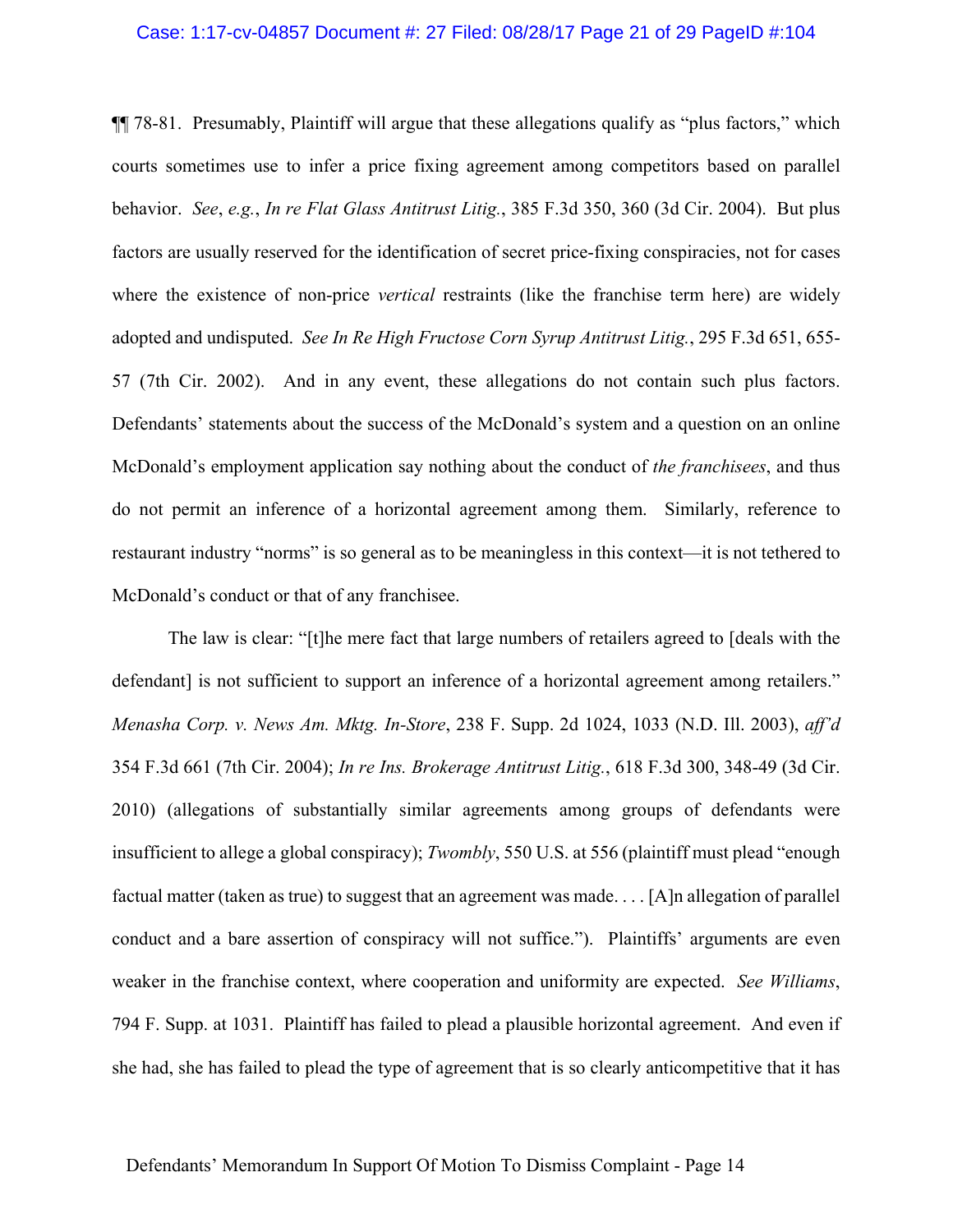¶¶ 78-81. Presumably, Plaintiff will argue that these allegations qualify as "plus factors," which courts sometimes use to infer a price fixing agreement among competitors based on parallel behavior. *See*, *e.g.*, *In re Flat Glass Antitrust Litig.*, 385 F.3d 350, 360 (3d Cir. 2004). But plus factors are usually reserved for the identification of secret price-fixing conspiracies, not for cases where the existence of non-price *vertical* restraints (like the franchise term here) are widely adopted and undisputed. *See In Re High Fructose Corn Syrup Antitrust Litig.*, 295 F.3d 651, 655-57 (7th Cir. 2002). And in any event, these allegations do not contain such plus factors. Defendants' statements about the success of the McDonald's system and a question on an online McDonald's employment application say nothing about the conduct of *the franchisees*, and thus do not permit an inference of a horizontal agreement among them. Similarly, reference to restaurant industry "norms" is so general as to be meaningless in this context—it is not tethered to McDonald's conduct or that of any franchisee.

The law is clear: "[t]he mere fact that large numbers of retailers agreed to [deals with the defendant] is not sufficient to support an inference of a horizontal agreement among retailers." *Menasha Corp. v. News Am. Mktg. In-Store*, 238 F. Supp. 2d 1024, 1033 (N.D. Ill. 2003), *aff'd* 354 F.3d 661 (7th Cir. 2004); *In re Ins. Brokerage Antitrust Litig.*, 618 F.3d 300, 348-49 (3d Cir. 2010) (allegations of substantially similar agreements among groups of defendants were insufficient to allege a global conspiracy); *Twombly*, 550 U.S. at 556 (plaintiff must plead "enough factual matter (taken as true) to suggest that an agreement was made. . . . [A]n allegation of parallel conduct and a bare assertion of conspiracy will not suffice."). Plaintiffs' arguments are even weaker in the franchise context, where cooperation and uniformity are expected. *See Williams*, 794 F. Supp. at 1031. Plaintiff has failed to plead a plausible horizontal agreement. And even if she had, she has failed to plead the type of agreement that is so clearly anticompetitive that it has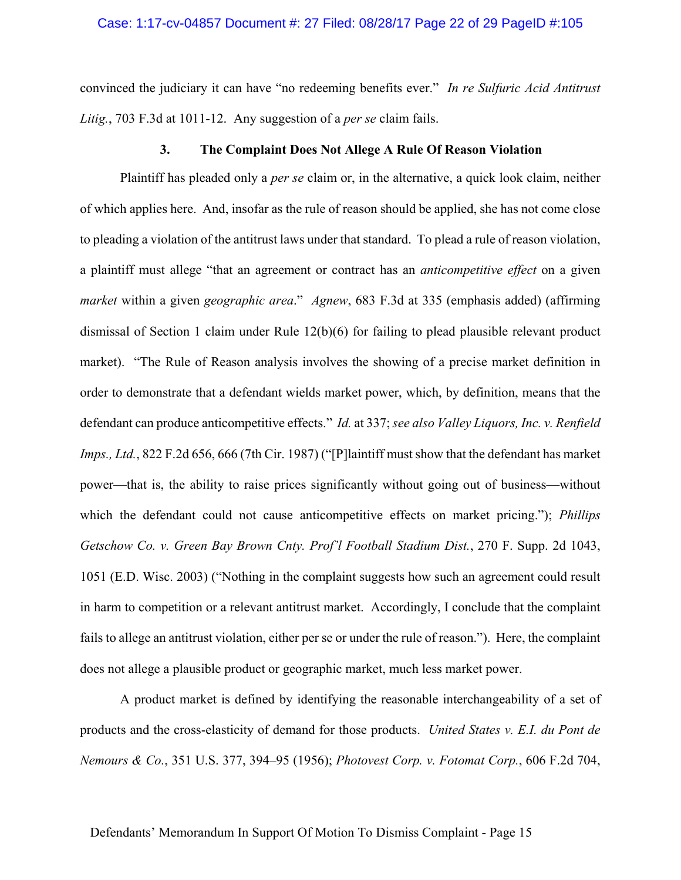convinced the judiciary it can have "no redeeming benefits ever." *In re Sulfuric Acid Antitrust Litig.*, 703 F.3d at 1011-12. Any suggestion of a *per se* claim fails.

### 3. The Complaint Does Not Allege A Rule Of Reason Violation

Plaintiff has pleaded only a *per se* claim or, in the alternative, a quick look claim, neither of which applies here. And, insofar as the rule of reason should be applied, she has not come close to pleading a violation of the antitrust laws under that standard. To plead a rule of reason violation, a plaintiff must allege "that an agreement or contract has an *anticompetitive effect* on a given *market* within a given *geographic area*." *Agnew*, 683 F.3d at 335 (emphasis added) (affirming dismissal of Section 1 claim under Rule 12(b)(6) for failing to plead plausible relevant product market). "The Rule of Reason analysis involves the showing of a precise market definition in order to demonstrate that a defendant wields market power, which, by definition, means that the defendant can produce anticompetitive effects." *Id.* at 337; *see also Valley Liquors, Inc. v. Renfield Imps., Ltd.*, 822 F.2d 656, 666 (7th Cir. 1987) ("[P]laintiff must show that the defendant has market power—that is, the ability to raise prices significantly without going out of business—without which the defendant could not cause anticompetitive effects on market pricing."); *Phillips Getschow Co. v. Green Bay Brown Cnty. Prof'l Football Stadium Dist.*, 270 F. Supp. 2d 1043, 1051 (E.D. Wisc. 2003) ("Nothing in the complaint suggests how such an agreement could result in harm to competition or a relevant antitrust market. Accordingly, I conclude that the complaint fails to allege an antitrust violation, either per se or under the rule of reason."). Here, the complaint does not allege a plausible product or geographic market, much less market power.

A product market is defined by identifying the reasonable interchangeability of a set of products and the cross-elasticity of demand for those products. *United States v. E.I. du Pont de Nemours & Co.*, 351 U.S. 377, 394–95 (1956); *Photovest Corp. v. Fotomat Corp.*, 606 F.2d 704,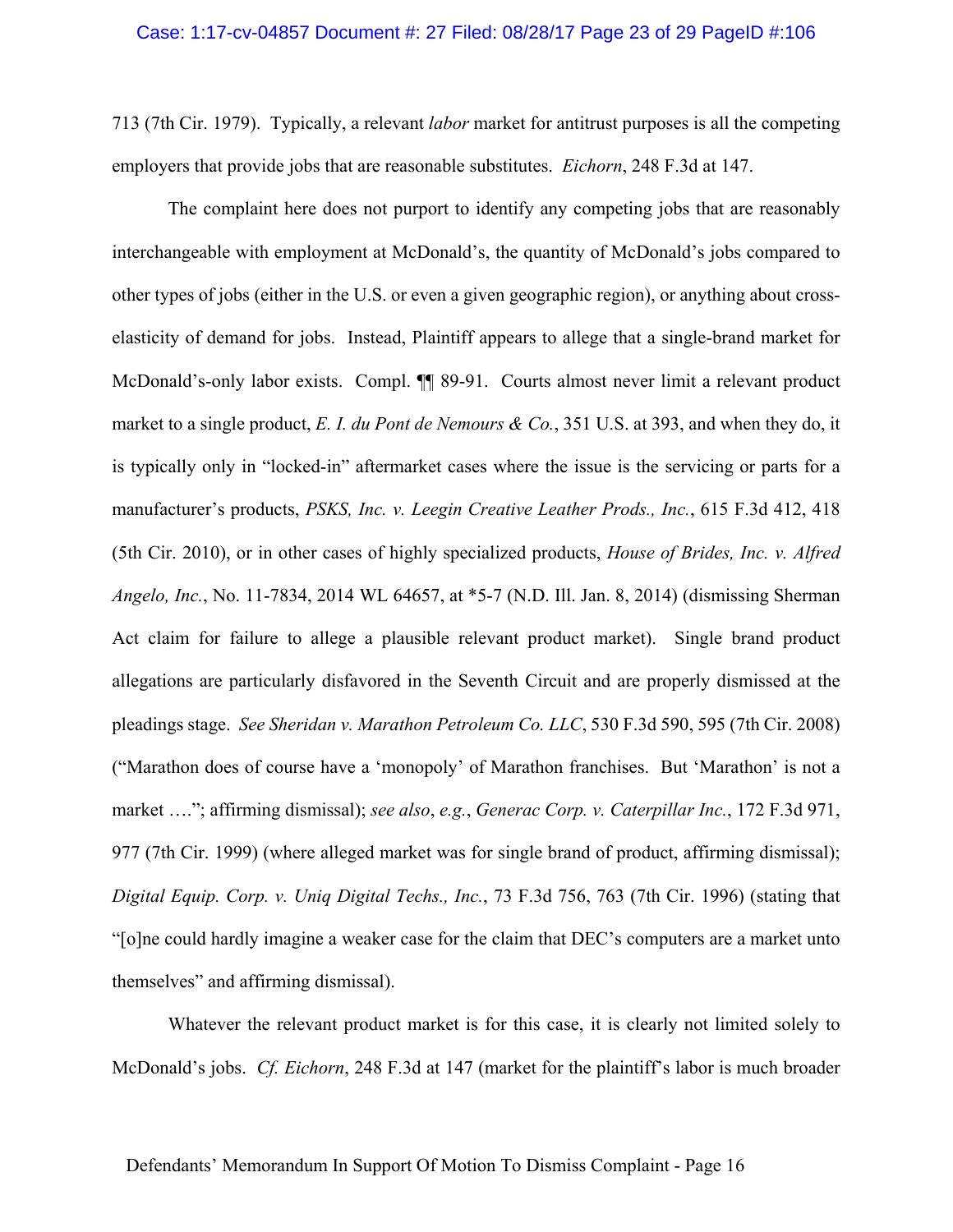713 (7th Cir. 1979). Typically, a relevant *labor* market for antitrust purposes is all the competing employers that provide jobs that are reasonable substitutes. *Eichorn*, 248 F.3d at 147.

The complaint here does not purport to identify any competing jobs that are reasonably interchangeable with employment at McDonald's, the quantity of McDonald's jobs compared to other types of jobs (either in the U.S. or even a given geographic region), or anything about cross-elasticity of demand for jobs. Instead, Plaintiff appears to allege that a single-brand market for McDonald's-only labor exists. Compl. ¶¶ 89-91. Courts almost never limit a relevant product market to a single product, *E. I. du Pont de Nemours & Co.*, 351 U.S. at 393, and when they do, it is typically only in "locked-in" aftermarket cases where the issue is the servicing or parts for a manufacturer's products, *PSKS, Inc. v. Leegin Creative Leather Prods., Inc.*, 615 F.3d 412, 418 (5th Cir. 2010), or in other cases of highly specialized products, *House of Brides, Inc. v. Alfred Angelo, Inc.*, No. 11-7834, 2014 WL 64657, at *5-7 (N.D. Ill. Jan. 8, 2014) (dismissing Sherman Act claim for failure to allege a plausible relevant product market). Single brand product allegations are particularly disfavored in the Seventh Circuit and are properly dismissed at the pleadings stage. *See Sheridan v. Marathon Petroleum Co. LLC*, 530 F.3d 590, 595 (7th Cir. 2008) ("Marathon does of course have a 'monopoly' of Marathon franchises. But 'Marathon' is not a market …."; affirming dismissal); *see also*, *e.g.*, *Generac Corp. v. Caterpillar Inc.*, 172 F.3d 971, 977 (7th Cir. 1999) (where alleged market was for single brand of product, affirming dismissal); *Digital Equip. Corp. v. Uniq Digital Techs., Inc.*, 73 F.3d 756, 763 (7th Cir. 1996) (stating that "[o]ne could hardly imagine a weaker case for the claim that DEC's computers are a market unto themselves" and affirming dismissal).

Whatever the relevant product market is for this case, it is clearly not limited solely to McDonald's jobs. *Cf. Eichorn*, 248 F.3d at 147 (market for the plaintiff's labor is much broader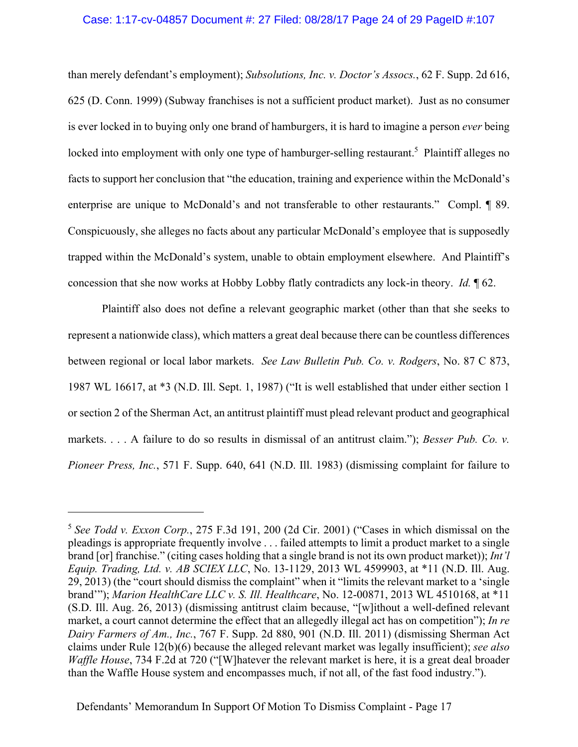than merely defendant's employment); *Subsolutions, Inc. v. Doctor's Assocs.*, 62 F. Supp. 2d 616, 625 (D. Conn. 1999) (Subway franchises is not a sufficient product market). Just as no consumer is ever locked in to buying only one brand of hamburgers, it is hard to imagine a person *ever* being locked into employment with only one type of hamburger-selling restaurant.[5] Plaintiff alleges no facts to support her conclusion that "the education, training and experience within the McDonald's enterprise are unique to McDonald's and not transferable to other restaurants." Compl. ¶ 89. Conspicuously, she alleges no facts about any particular McDonald's employee that is supposedly trapped within the McDonald's system, unable to obtain employment elsewhere. And Plaintiff's concession that she now works at Hobby Lobby flatly contradicts any lock-in theory. *Id.* ¶ 62.

Plaintiff also does not define a relevant geographic market (other than that she seeks to represent a nationwide class), which matters a great deal because there can be countless differences between regional or local labor markets. *See Law Bulletin Pub. Co. v. Rodgers*, No. 87 C 873, 1987 WL 16617, at *3 (N.D. Ill. Sept. 1, 1987) ("It is well established that under either section 1 or section 2 of the Sherman Act, an antitrust plaintiff must plead relevant product and geographical markets. . . . A failure to do so results in dismissal of an antitrust claim."); *Besser Pub. Co. v. Pioneer Press, Inc.*, 571 F. Supp. 640, 641 (N.D. Ill. 1983) (dismissing complaint for failure to

---

[5] *See Todd v. Exxon Corp.*, 275 F.3d 191, 200 (2d Cir. 2001) ("Cases in which dismissal on the pleadings is appropriate frequently involve . . . failed attempts to limit a product market to a single brand [or] franchise." (citing cases holding that a single brand is not its own product market)); *Int'l Equip. Trading, Ltd. v. AB SCIEX LLC*, No. 13-1129, 2013 WL 4599903, at *11 (N.D. Ill. Aug. 29, 2013) (the "court should dismiss the complaint" when it "limits the relevant market to a 'single brand'"); *Marion HealthCare LLC v. S. Ill. Healthcare*, No. 12-00871, 2013 WL 4510168, at *11 (S.D. Ill. Aug. 26, 2013) (dismissing antitrust claim because, "[w]ithout a well-defined relevant market, a court cannot determine the effect that an allegedly illegal act has on competition"); *In re Dairy Farmers of Am., Inc.*, 767 F. Supp. 2d 880, 901 (N.D. Ill. 2011) (dismissing Sherman Act claims under Rule 12(b)(6) because the alleged relevant market was legally insufficient); *see also Waffle House*, 734 F.2d at 720 ("[W]hatever the relevant market is here, it is a great deal broader than the Waffle House system and encompasses much, if not all, of the fast food industry.").

Defendants' Memorandum In Support Of Motion To Dismiss Complaint - Page 17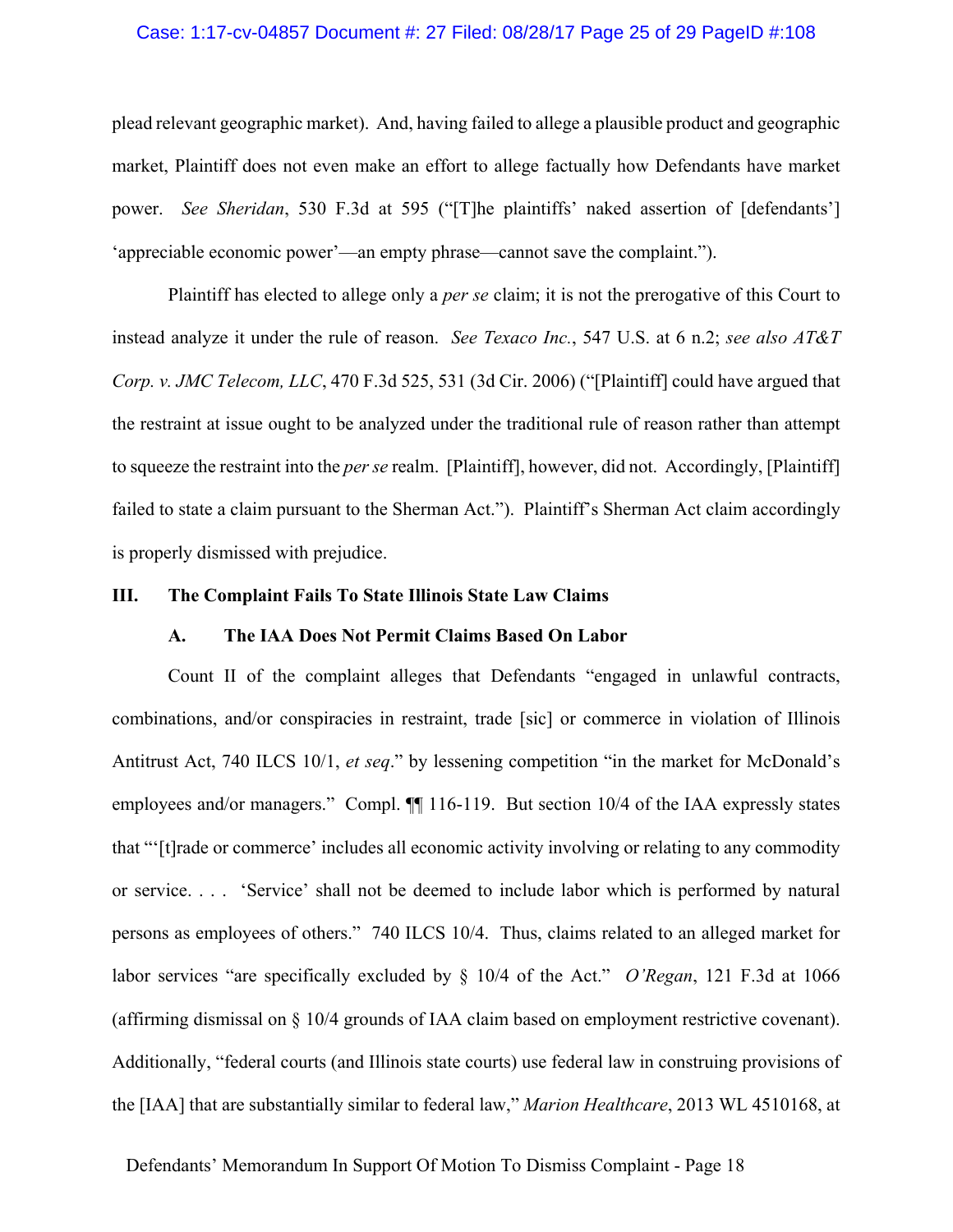plead relevant geographic market). And, having failed to allege a plausible product and geographic market, Plaintiff does not even make an effort to allege factually how Defendants have market power. *See Sheridan*, 530 F.3d at 595 ("[T]he plaintiffs' naked assertion of [defendants'] 'appreciable economic power'—an empty phrase—cannot save the complaint.").

Plaintiff has elected to allege only a *per se* claim; it is not the prerogative of this Court to instead analyze it under the rule of reason. *See Texaco Inc.*, 547 U.S. at 6 n.2; *see also AT&T Corp. v. JMC Telecom, LLC*, 470 F.3d 525, 531 (3d Cir. 2006) ("[Plaintiff] could have argued that the restraint at issue ought to be analyzed under the traditional rule of reason rather than attempt to squeeze the restraint into the *per se* realm. [Plaintiff], however, did not. Accordingly, [Plaintiff] failed to state a claim pursuant to the Sherman Act."). Plaintiff's Sherman Act claim accordingly is properly dismissed with prejudice.

## III. The Complaint Fails To State Illinois State Law Claims

### A. The IAA Does Not Permit Claims Based On Labor

Count II of the complaint alleges that Defendants "engaged in unlawful contracts, combinations, and/or conspiracies in restraint, trade [sic] or commerce in violation of Illinois Antitrust Act, 740 ILCS 10/1, *et seq*." by lessening competition "in the market for McDonald's employees and/or managers." Compl. ¶¶ 116-119. But section 10/4 of the IAA expressly states that "'[t]rade or commerce' includes all economic activity involving or relating to any commodity or service. . . . 'Service' shall not be deemed to include labor which is performed by natural persons as employees of others." 740 ILCS 10/4. Thus, claims related to an alleged market for labor services "are specifically excluded by § 10/4 of the Act." *O'Regan*, 121 F.3d at 1066 (affirming dismissal on § 10/4 grounds of IAA claim based on employment restrictive covenant). Additionally, "federal courts (and Illinois state courts) use federal law in construing provisions of the [IAA] that are substantially similar to federal law," *Marion Healthcare*, 2013 WL 4510168, at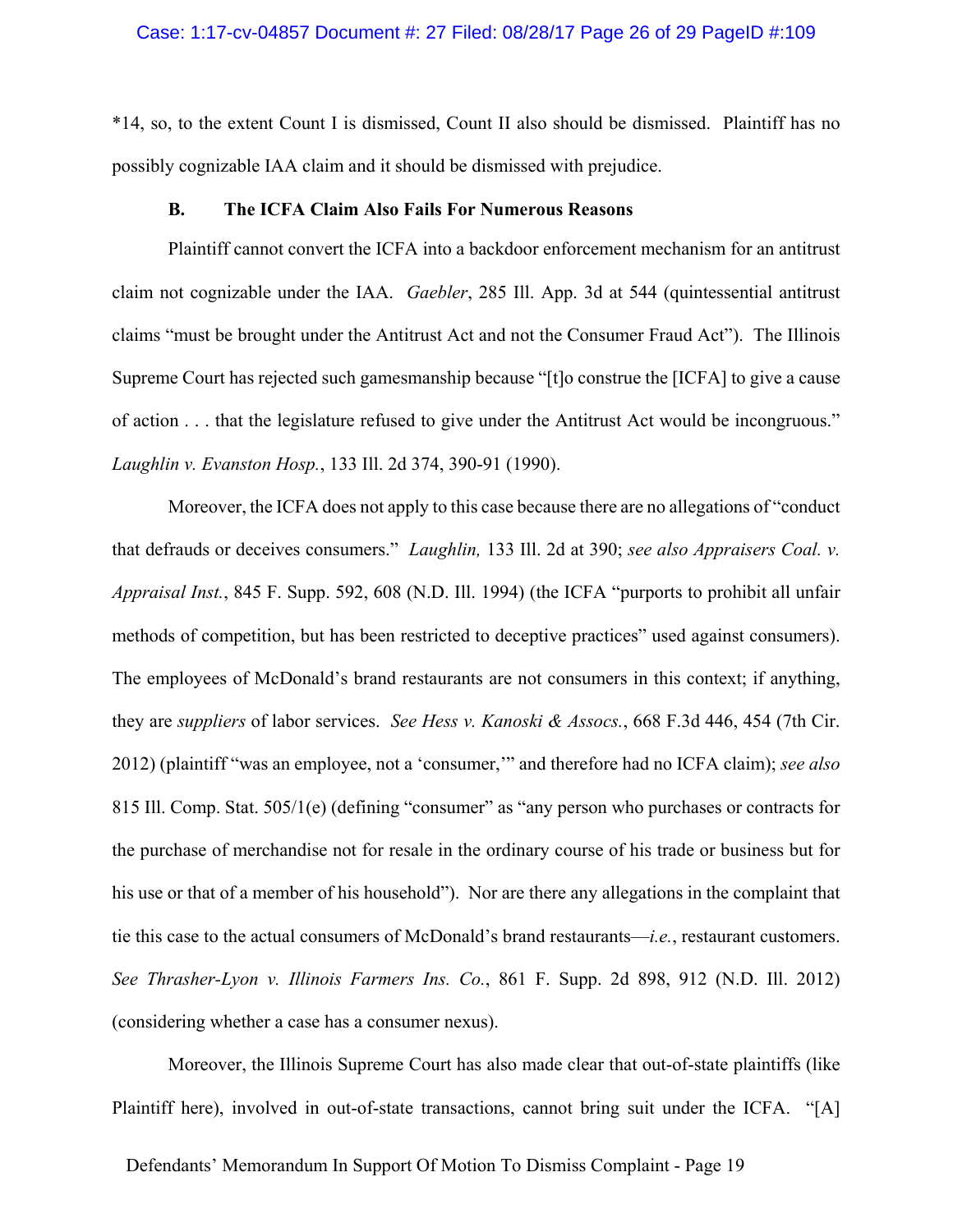*14, so, to the extent Count I is dismissed, Count II also should be dismissed. Plaintiff has no possibly cognizable IAA claim and it should be dismissed with prejudice.

### B. The ICFA Claim Also Fails For Numerous Reasons

Plaintiff cannot convert the ICFA into a backdoor enforcement mechanism for an antitrust claim not cognizable under the IAA. *Gaebler*, 285 Ill. App. 3d at 544 (quintessential antitrust claims "must be brought under the Antitrust Act and not the Consumer Fraud Act"). The Illinois Supreme Court has rejected such gamesmanship because "[t]o construe the [ICFA] to give a cause of action . . . that the legislature refused to give under the Antitrust Act would be incongruous." *Laughlin v. Evanston Hosp.*, 133 Ill. 2d 374, 390-91 (1990).

Moreover, the ICFA does not apply to this case because there are no allegations of "conduct that defrauds or deceives consumers." *Laughlin,* 133 Ill. 2d at 390; *see also Appraisers Coal. v. Appraisal Inst.*, 845 F. Supp. 592, 608 (N.D. Ill. 1994) (the ICFA "purports to prohibit all unfair methods of competition, but has been restricted to deceptive practices" used against consumers). The employees of McDonald's brand restaurants are not consumers in this context; if anything, they are *suppliers* of labor services. *See Hess v. Kanoski & Assocs.*, 668 F.3d 446, 454 (7th Cir. 2012) (plaintiff "was an employee, not a 'consumer,'" and therefore had no ICFA claim); *see also* 815 Ill. Comp. Stat. 505/1(e) (defining "consumer" as "any person who purchases or contracts for the purchase of merchandise not for resale in the ordinary course of his trade or business but for his use or that of a member of his household"). Nor are there any allegations in the complaint that tie this case to the actual consumers of McDonald's brand restaurants—*i.e.*, restaurant customers. *See Thrasher-Lyon v. Illinois Farmers Ins. Co.*, 861 F. Supp. 2d 898, 912 (N.D. Ill. 2012) (considering whether a case has a consumer nexus).

Moreover, the Illinois Supreme Court has also made clear that out-of-state plaintiffs (like Plaintiff here), involved in out-of-state transactions, cannot bring suit under the ICFA. "[A]

Defendants' Memorandum In Support Of Motion To Dismiss Complaint - Page 19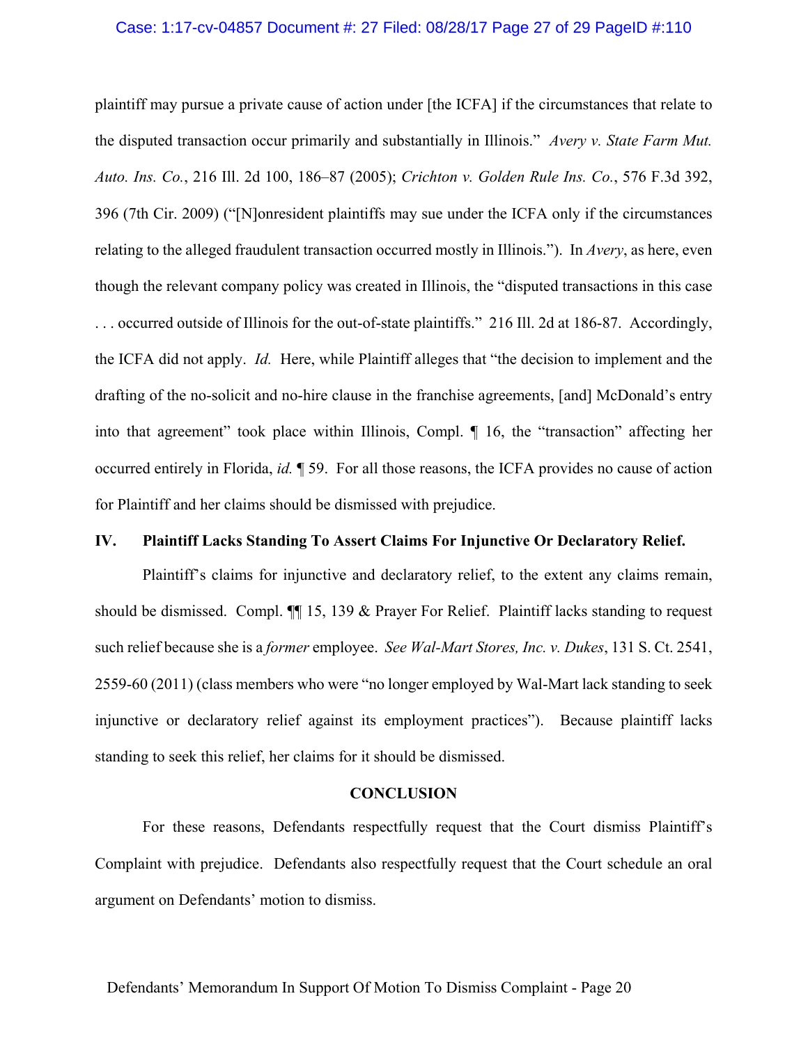plaintiff may pursue a private cause of action under [the ICFA] if the circumstances that relate to the disputed transaction occur primarily and substantially in Illinois." *Avery v. State Farm Mut. Auto. Ins. Co.*, 216 Ill. 2d 100, 186–87 (2005); *Crichton v. Golden Rule Ins. Co.*, 576 F.3d 392, 396 (7th Cir. 2009) ("[N]onresident plaintiffs may sue under the ICFA only if the circumstances relating to the alleged fraudulent transaction occurred mostly in Illinois."). In *Avery*, as here, even though the relevant company policy was created in Illinois, the "disputed transactions in this case . . . occurred outside of Illinois for the out-of-state plaintiffs." 216 Ill. 2d at 186-87. Accordingly, the ICFA did not apply. *Id.* Here, while Plaintiff alleges that "the decision to implement and the drafting of the no-solicit and no-hire clause in the franchise agreements, [and] McDonald's entry into that agreement" took place within Illinois, Compl. ¶ 16, the "transaction" affecting her occurred entirely in Florida, *id.* ¶ 59. For all those reasons, the ICFA provides no cause of action for Plaintiff and her claims should be dismissed with prejudice.

## IV. Plaintiff Lacks Standing To Assert Claims For Injunctive Or Declaratory Relief.

Plaintiff's claims for injunctive and declaratory relief, to the extent any claims remain, should be dismissed. Compl. ¶¶ 15, 139 & Prayer For Relief. Plaintiff lacks standing to request such relief because she is a *former* employee. *See Wal-Mart Stores, Inc. v. Dukes*, 131 S. Ct. 2541, 2559-60 (2011) (class members who were "no longer employed by Wal-Mart lack standing to seek injunctive or declaratory relief against its employment practices"). Because plaintiff lacks standing to seek this relief, her claims for it should be dismissed.

## CONCLUSION

For these reasons, Defendants respectfully request that the Court dismiss Plaintiff's Complaint with prejudice. Defendants also respectfully request that the Court schedule an oral argument on Defendants' motion to dismiss.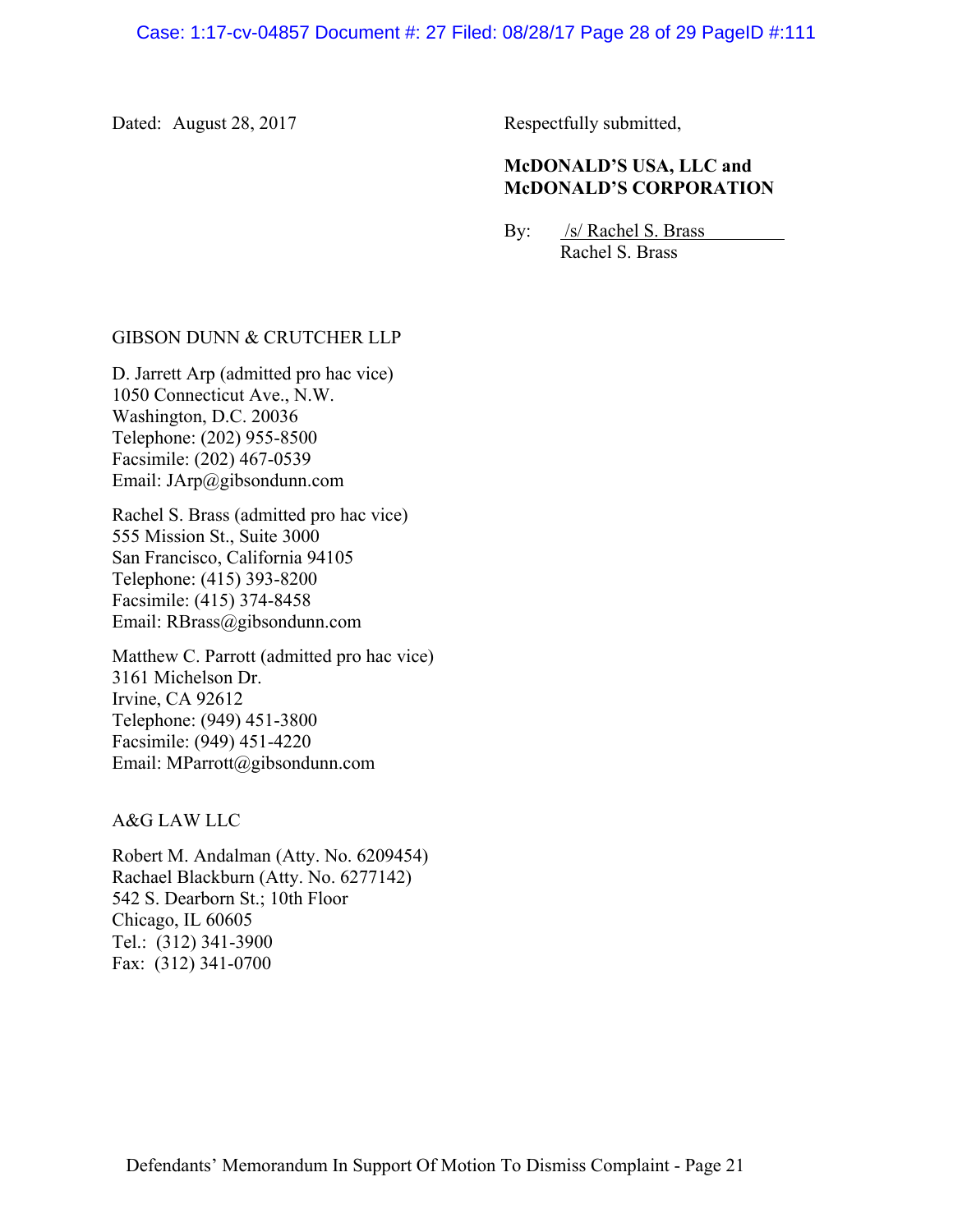Dated: August 28, 2017

Respectfully submitted,

**McDONALD'S USA, LLC and McDONALD'S CORPORATION**

By: /s/ Rachel S. Brass
Rachel S. Brass

GIBSON DUNN & CRUTCHER LLP

D. Jarrett Arp (admitted pro hac vice)
1050 Connecticut Ave., N.W.
Washington, D.C. 20036
Telephone: (202) 955-8500
Facsimile: (202) 467-0539
Email: JArp@gibsondunn.com

Rachel S. Brass (admitted pro hac vice)
555 Mission St., Suite 3000
San Francisco, California 94105
Telephone: (415) 393-8200
Facsimile: (415) 374-8458
Email: RBrass@gibsondunn.com

Matthew C. Parrott (admitted pro hac vice)
3161 Michelson Dr.
Irvine, CA 92612
Telephone: (949) 451-3800
Facsimile: (949) 451-4220
Email: MParrott@gibsondunn.com

A&G LAW LLC

Robert M. Andalman (Atty. No. 6209454)
Rachael Blackburn (Atty. No. 6277142)
542 S. Dearborn St.; 10th Floor
Chicago, IL 60605
Tel.: (312) 341-3900
Fax: (312) 341-0700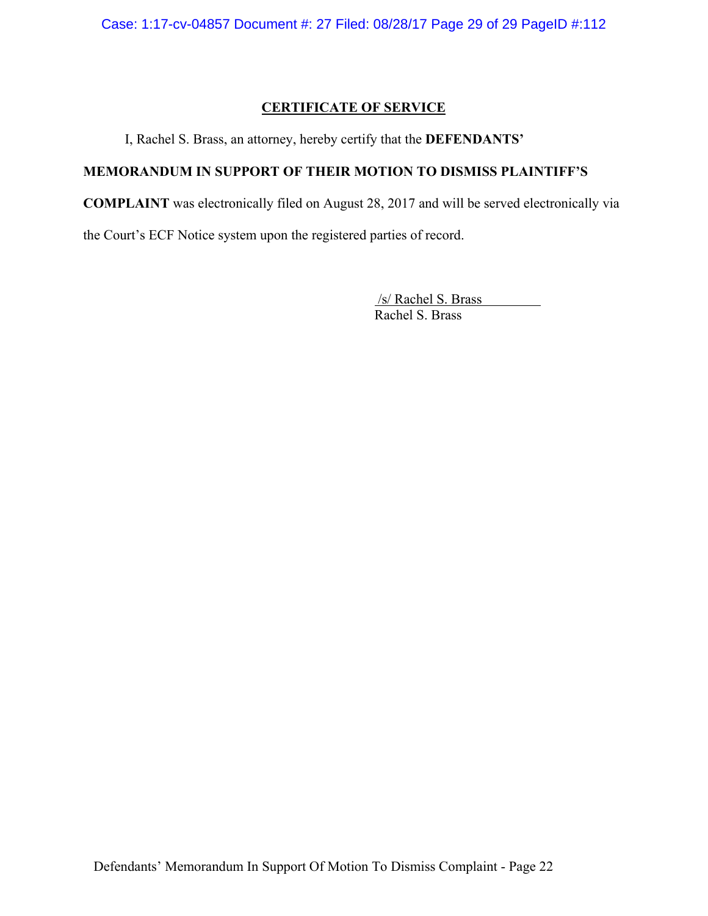## CERTIFICATE OF SERVICE

I, Rachel S. Brass, an attorney, hereby certify that the **DEFENDANTS' MEMORANDUM IN SUPPORT OF THEIR MOTION TO DISMISS PLAINTIFF'S COMPLAINT** was electronically filed on August 28, 2017 and will be served electronically via the Court's ECF Notice system upon the registered parties of record.

/s/ Rachel S. Brass
Rachel S. Brass